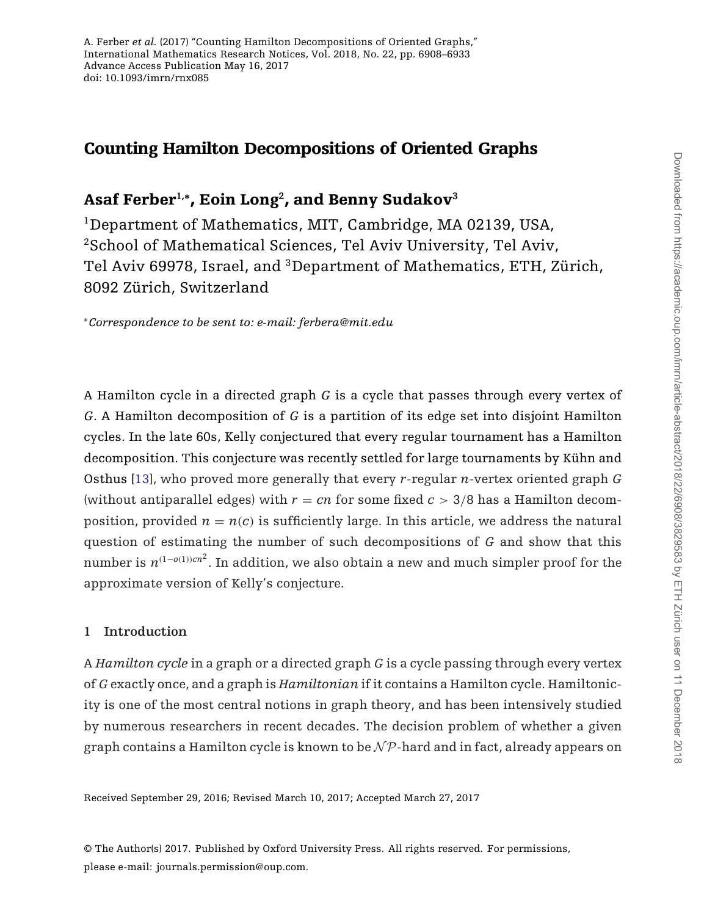# Counting Hamilton Decompositions of Oriented Graphs

**Asaf Ferber[1,*], Eoin Long[2], and Benny Sudakov[3]**

[1]Department of Mathematics, MIT, Cambridge, MA 02139, USA, [2]School of Mathematical Sciences, Tel Aviv University, Tel Aviv, Tel Aviv 69978, Israel, and [3]Department of Mathematics, ETH, Zürich, 8092 Zürich, Switzerland

*[*]Correspondence to be sent to: e-mail: ferbera@mit.edu*

A Hamilton cycle in a directed graph $G$ is a cycle that passes through every vertex of $G$. A Hamilton decomposition of $G$ is a partition of its edge set into disjoint Hamilton cycles. In the late 60s, Kelly conjectured that every regular tournament has a Hamilton decomposition. This conjecture was recently settled for large tournaments by Kühn and Osthus [13], who proved more generally that every $r$-regular $n$-vertex oriented graph $G$ (without antiparallel edges) with $r = cn$ for some fixed $c > 3/8$ has a Hamilton decomposition, provided $n = n(c)$ is sufficiently large. In this article, we address the natural question of estimating the number of such decompositions of $G$ and show that this number is $n^{(1-o(1))cn^2}$. In addition, we also obtain a new and much simpler proof for the approximate version of Kelly's conjecture.

## 1 Introduction

A *Hamilton cycle* in a graph or a directed graph $G$ is a cycle passing through every vertex of $G$ exactly once, and a graph is *Hamiltonian* if it contains a Hamilton cycle. Hamiltonicity is one of the most central notions in graph theory, and has been intensively studied by numerous researchers in recent decades. The decision problem of whether a given graph contains a Hamilton cycle is known to be $\mathcal{NP}$-hard and in fact, already appears on

Received September 29, 2016; Revised March 10, 2017; Accepted March 27, 2017

© The Author(s) 2017. Published by Oxford University Press. All rights reserved. For permissions, please e-mail: journals.permission@oup.com.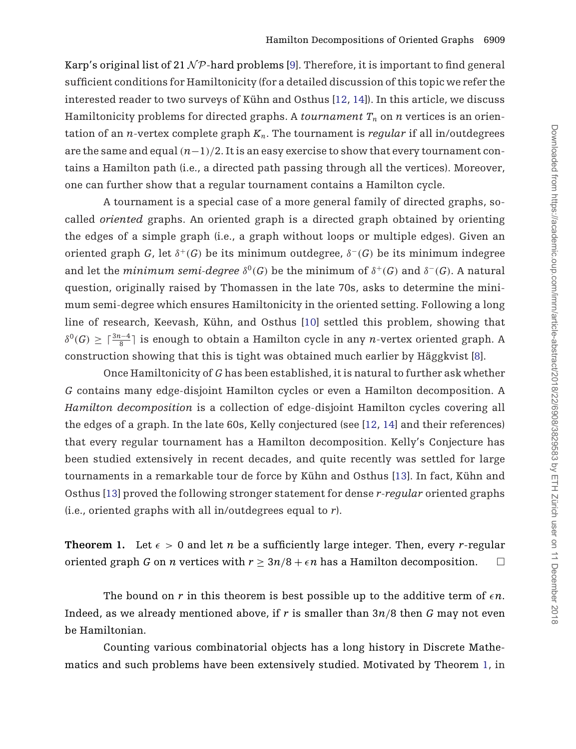Karp's original list of 21 $\mathcal{NP}$-hard problems [9]. Therefore, it is important to find general sufficient conditions for Hamiltonicity (for a detailed discussion of this topic we refer the interested reader to two surveys of Kühn and Osthus [12, 14]). In this article, we discuss Hamiltonicity problems for directed graphs. A *tournament* $T_n$ on $n$ vertices is an orientation of an $n$-vertex complete graph $K_n$. The tournament is *regular* if all in/outdegrees are the same and equal $(n-1)/2$. It is an easy exercise to show that every tournament contains a Hamilton path (i.e., a directed path passing through all the vertices). Moreover, one can further show that a regular tournament contains a Hamilton cycle.

A tournament is a special case of a more general family of directed graphs, so-called *oriented* graphs. An oriented graph is a directed graph obtained by orienting the edges of a simple graph (i.e., a graph without loops or multiple edges). Given an oriented graph $G$, let $\delta^+(G)$ be its minimum outdegree, $\delta^-(G)$ be its minimum indegree and let the *minimum semi-degree* $\delta^0(G)$ be the minimum of $\delta^+(G)$ and $\delta^-(G)$. A natural question, originally raised by Thomassen in the late 70s, asks to determine the minimum semi-degree which ensures Hamiltonicity in the oriented setting. Following a long line of research, Keevash, Kühn, and Osthus [10] settled this problem, showing that $\delta^0(G) \geq \lceil \frac{3n-4}{8} \rceil$ is enough to obtain a Hamilton cycle in any $n$-vertex oriented graph. A construction showing that this is tight was obtained much earlier by Häggkvist [8].

Once Hamiltonicity of $G$ has been established, it is natural to further ask whether $G$ contains many edge-disjoint Hamilton cycles or even a Hamilton decomposition. A *Hamilton decomposition* is a collection of edge-disjoint Hamilton cycles covering all the edges of a graph. In the late 60s, Kelly conjectured (see [12, 14] and their references) that every regular tournament has a Hamilton decomposition. Kelly's Conjecture has been studied extensively in recent decades, and quite recently was settled for large tournaments in a remarkable tour de force by Kühn and Osthus [13]. In fact, Kühn and Osthus [13] proved the following stronger statement for dense *r-regular* oriented graphs (i.e., oriented graphs with all in/outdegrees equal to $r$).

**Theorem 1.** Let $\epsilon > 0$ and let $n$ be a sufficiently large integer. Then, every $r$-regular oriented graph $G$ on $n$ vertices with $r \geq 3n/8 + \epsilon n$ has a Hamilton decomposition. □

The bound on $r$ in this theorem is best possible up to the additive term of $\epsilon n$. Indeed, as we already mentioned above, if $r$ is smaller than $3n/8$ then $G$ may not even be Hamiltonian.

Counting various combinatorial objects has a long history in Discrete Mathematics and such problems have been extensively studied. Motivated by Theorem 1, in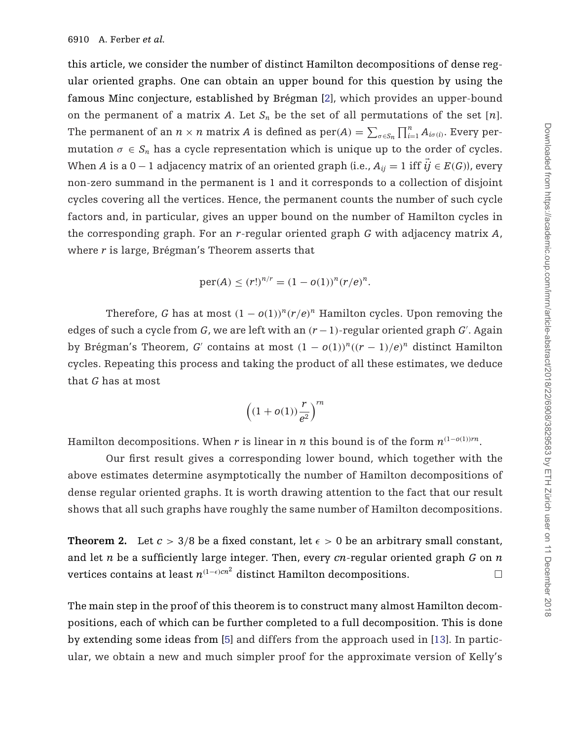this article, we consider the number of distinct Hamilton decompositions of dense regular oriented graphs. One can obtain an upper bound for this question by using the famous Minc conjecture, established by Brégman [2], which provides an upper-bound on the permanent of a matrix $A$. Let $S_n$ be the set of all permutations of the set $[n]$. The permanent of an $n \times n$ matrix $A$ is defined as $\mathrm{per}(A) = \sum_{\sigma \in S_n} \prod_{i=1}^{n} A_{i\sigma(i)}$. Every permutation $\sigma \in S_n$ has a cycle representation which is unique up to the order of cycles. When $A$ is a $0-1$ adjacency matrix of an oriented graph (i.e., $A_{ij} = 1$ iff $\vec{ij} \in E(G)$), every non-zero summand in the permanent is 1 and it corresponds to a collection of disjoint cycles covering all the vertices. Hence, the permanent counts the number of such cycle factors and, in particular, gives an upper bound on the number of Hamilton cycles in the corresponding graph. For an $r$-regular oriented graph $G$ with adjacency matrix $A$, where $r$ is large, Brégman's Theorem asserts that

$$\mathrm{per}(A) \leq (r!)^{n/r} = (1 - o(1))^n (r/e)^n.$$

Therefore, $G$ has at most $(1 - o(1))^n (r/e)^n$ Hamilton cycles. Upon removing the edges of such a cycle from $G$, we are left with an $(r-1)$-regular oriented graph $G'$. Again by Brégman's Theorem, $G'$ contains at most $(1 - o(1))^n ((r-1)/e)^n$ distinct Hamilton cycles. Repeating this process and taking the product of all these estimates, we deduce that $G$ has at most

$$\left((1 + o(1))\frac{r}{e^2}\right)^{rn}$$

Hamilton decompositions. When $r$ is linear in $n$ this bound is of the form $n^{(1-o(1))rn}$.

Our first result gives a corresponding lower bound, which together with the above estimates determine asymptotically the number of Hamilton decompositions of dense regular oriented graphs. It is worth drawing attention to the fact that our result shows that all such graphs have roughly the same number of Hamilton decompositions.

**Theorem 2.** Let $c > 3/8$ be a fixed constant, let $\epsilon > 0$ be an arbitrary small constant, and let $n$ be a sufficiently large integer. Then, every $cn$-regular oriented graph $G$ on $n$ vertices contains at least $n^{(1-\epsilon)cn^2}$ distinct Hamilton decompositions. □

The main step in the proof of this theorem is to construct many almost Hamilton decompositions, each of which can be further completed to a full decomposition. This is done by extending some ideas from [5] and differs from the approach used in [13]. In particular, we obtain a new and much simpler proof for the approximate version of Kelly's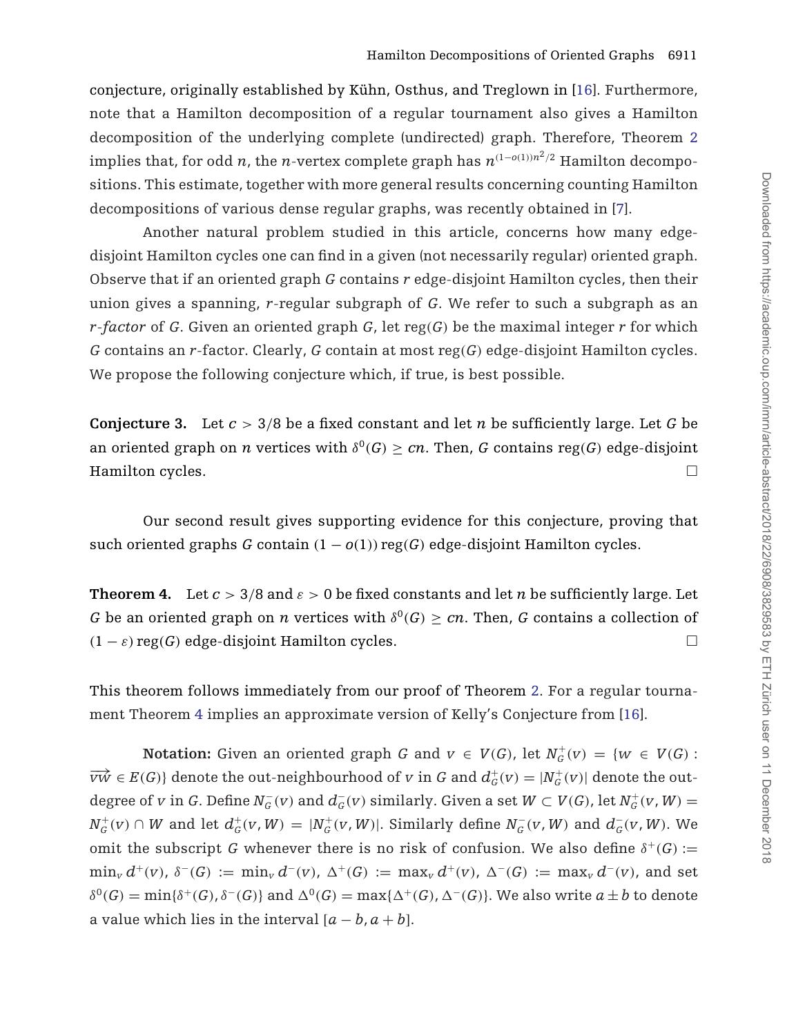conjecture, originally established by Kühn, Osthus, and Treglown in [16]. Furthermore, note that a Hamilton decomposition of a regular tournament also gives a Hamilton decomposition of the underlying complete (undirected) graph. Therefore, Theorem 2 implies that, for odd $n$, the $n$-vertex complete graph has $n^{(1-o(1))n^2/2}$ Hamilton decompositions. This estimate, together with more general results concerning counting Hamilton decompositions of various dense regular graphs, was recently obtained in [7].

Another natural problem studied in this article, concerns how many edge-disjoint Hamilton cycles one can find in a given (not necessarily regular) oriented graph. Observe that if an oriented graph $G$ contains $r$ edge-disjoint Hamilton cycles, then their union gives a spanning, $r$-regular subgraph of $G$. We refer to such a subgraph as an *$r$-factor* of $G$. Given an oriented graph $G$, let $\mathrm{reg}(G)$ be the maximal integer $r$ for which $G$ contains an $r$-factor. Clearly, $G$ contain at most $\mathrm{reg}(G)$ edge-disjoint Hamilton cycles. We propose the following conjecture which, if true, is best possible.

**Conjecture 3.** Let $c > 3/8$ be a fixed constant and let $n$ be sufficiently large. Let $G$ be an oriented graph on $n$ vertices with $\delta^0(G) \geq cn$. Then, $G$ contains $\mathrm{reg}(G)$ edge-disjoint Hamilton cycles. □

Our second result gives supporting evidence for this conjecture, proving that such oriented graphs $G$ contain $(1 - o(1))\,\mathrm{reg}(G)$ edge-disjoint Hamilton cycles.

**Theorem 4.** Let $c > 3/8$ and $\varepsilon > 0$ be fixed constants and let $n$ be sufficiently large. Let $G$ be an oriented graph on $n$ vertices with $\delta^0(G) \geq cn$. Then, $G$ contains a collection of $(1 - \varepsilon)\,\mathrm{reg}(G)$ edge-disjoint Hamilton cycles. □

This theorem follows immediately from our proof of Theorem 2. For a regular tournament Theorem 4 implies an approximate version of Kelly's Conjecture from [16].

**Notation:** Given an oriented graph $G$ and $v \in V(G)$, let $N_G^+(v) = \{w \in V(G) : \overrightarrow{vw} \in E(G)\}$ denote the out-neighbourhood of $v$ in $G$ and $d_G^+(v) = |N_G^+(v)|$ denote the out-degree of $v$ in $G$. Define $N_G^-(v)$ and $d_G^-(v)$ similarly. Given a set $W \subset V(G)$, let $N_G^+(v, W) = N_G^+(v) \cap W$ and let $d_G^+(v, W) = |N_G^+(v, W)|$. Similarly define $N_G^-(v, W)$ and $d_G^-(v, W)$. We omit the subscript $G$ whenever there is no risk of confusion. We also define $\delta^+(G) := \min_v d^+(v)$, $\delta^-(G) := \min_v d^-(v)$, $\Delta^+(G) := \max_v d^+(v)$, $\Delta^-(G) := \max_v d^-(v)$, and set $\delta^0(G) = \min\{\delta^+(G), \delta^-(G)\}$ and $\Delta^0(G) = \max\{\Delta^+(G), \Delta^-(G)\}$. We also write $a \pm b$ to denote a value which lies in the interval $[a - b, a + b]$.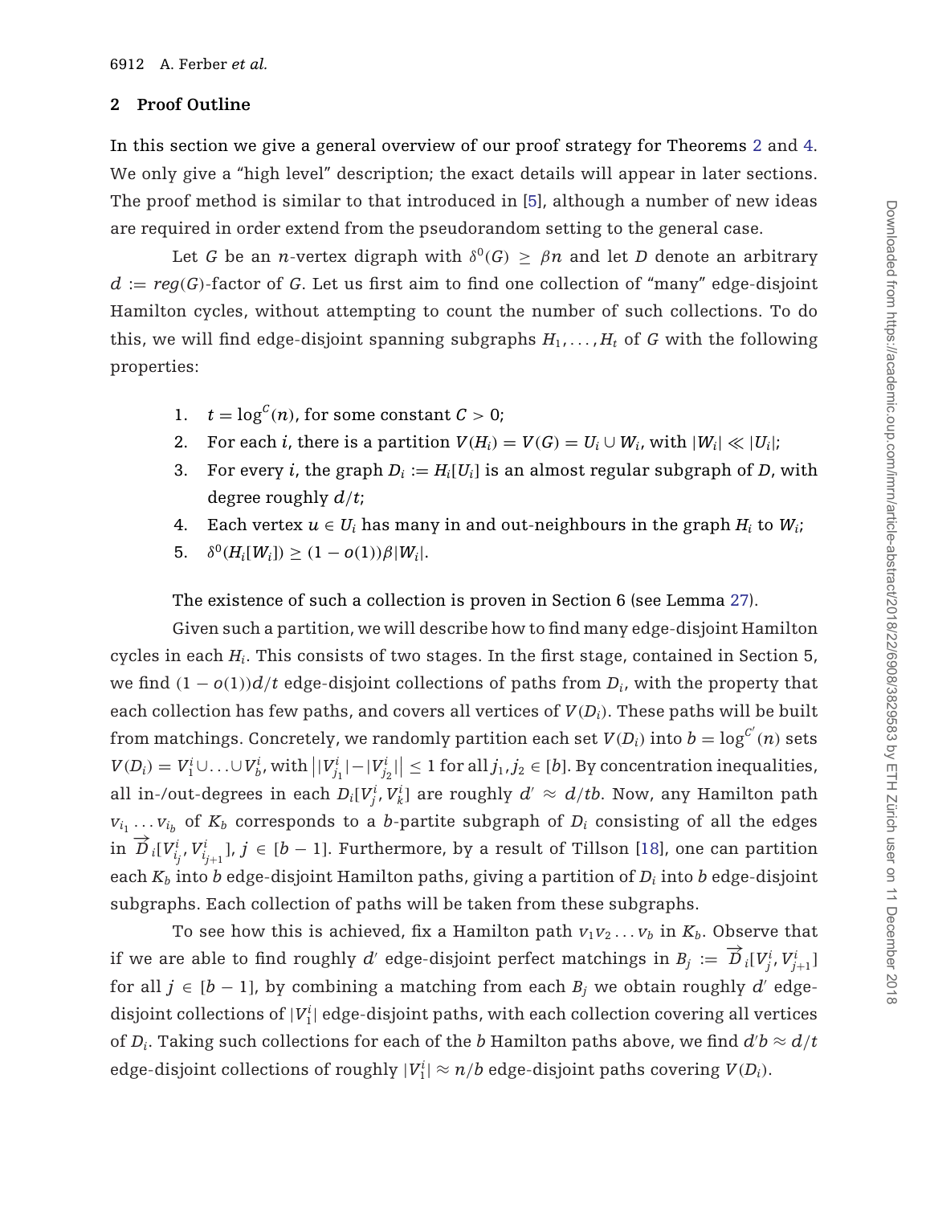## 2 Proof Outline

In this section we give a general overview of our proof strategy for Theorems 2 and 4. We only give a "high level" description; the exact details will appear in later sections. The proof method is similar to that introduced in [5], although a number of new ideas are required in order extend from the pseudorandom setting to the general case.

Let $G$ be an $n$-vertex digraph with $\delta^0(G) \geq \beta n$ and let $D$ denote an arbitrary $d := reg(G)$-factor of $G$. Let us first aim to find one collection of "many" edge-disjoint Hamilton cycles, without attempting to count the number of such collections. To do this, we will find edge-disjoint spanning subgraphs $H_1, \ldots, H_t$ of $G$ with the following properties:

1. $t = \log^C(n)$, for some constant $C > 0$;
2. For each $i$, there is a partition $V(H_i) = V(G) = U_i \cup W_i$, with $|W_i| \ll |U_i|$;
3. For every $i$, the graph $D_i := H_i[U_i]$ is an almost regular subgraph of $D$, with degree roughly $d/t$;
4. Each vertex $u \in U_i$ has many in and out-neighbours in the graph $H_i$ to $W_i$;
5. $\delta^0(H_i[W_i]) \geq (1 - o(1))\beta|W_i|$.

The existence of such a collection is proven in Section 6 (see Lemma 27).

Given such a partition, we will describe how to find many edge-disjoint Hamilton cycles in each $H_i$. This consists of two stages. In the first stage, contained in Section 5, we find $(1 - o(1))d/t$ edge-disjoint collections of paths from $D_i$, with the property that each collection has few paths, and covers all vertices of $V(D_i)$. These paths will be built from matchings. Concretely, we randomly partition each set $V(D_i)$ into $b = \log^{C'}(n)$ sets $V(D_i) = V_1^i \cup \ldots \cup V_b^i$, with $\big||V_{j_1}^i| - |V_{j_2}^i|\big| \leq 1$ for all $j_1, j_2 \in [b]$. By concentration inequalities, all in-/out-degrees in each $D_i[V_j^i, V_k^i]$ are roughly $d' \approx d/tb$. Now, any Hamilton path $v_{i_1} \ldots v_{i_b}$ of $K_b$ corresponds to a $b$-partite subgraph of $D_i$ consisting of all the edges in $\overrightarrow{D}_i[V_{i_j}^i, V_{i_{j+1}}^i]$, $j \in [b-1]$. Furthermore, by a result of Tillson [18], one can partition each $K_b$ into $b$ edge-disjoint Hamilton paths, giving a partition of $D_i$ into $b$ edge-disjoint subgraphs. Each collection of paths will be taken from these subgraphs.

To see how this is achieved, fix a Hamilton path $v_1 v_2 \ldots v_b$ in $K_b$. Observe that if we are able to find roughly $d'$ edge-disjoint perfect matchings in $B_j := \overrightarrow{D}_i[V_j^i, V_{j+1}^i]$ for all $j \in [b-1]$, by combining a matching from each $B_j$ we obtain roughly $d'$ edge-disjoint collections of $|V_1^i|$ edge-disjoint paths, with each collection covering all vertices of $D_i$. Taking such collections for each of the $b$ Hamilton paths above, we find $d'b \approx d/t$ edge-disjoint collections of roughly $|V_1^i| \approx n/b$ edge-disjoint paths covering $V(D_i)$.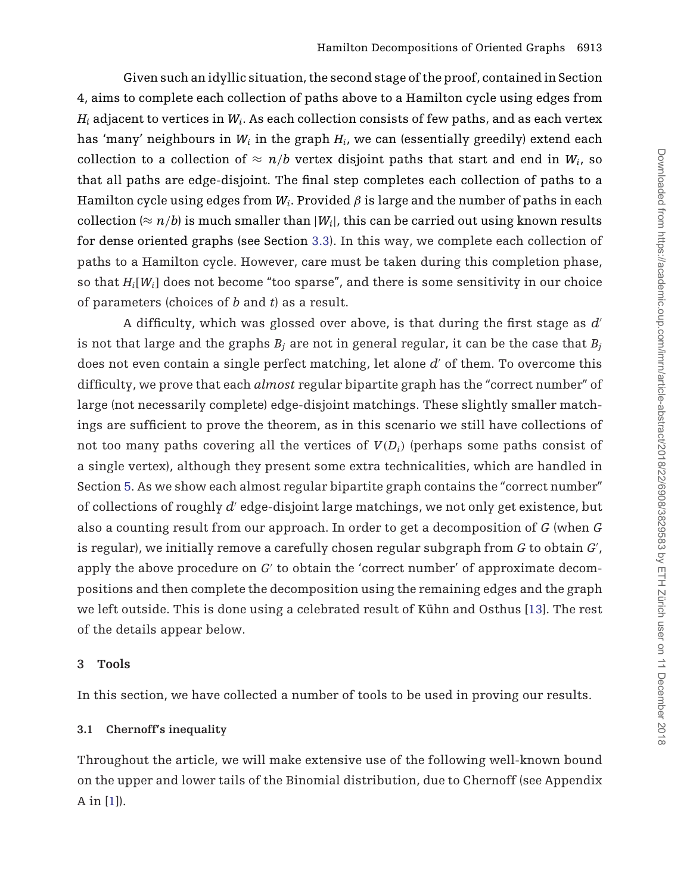Given such an idyllic situation, the second stage of the proof, contained in Section 4, aims to complete each collection of paths above to a Hamilton cycle using edges from $H_i$ adjacent to vertices in $W_i$. As each collection consists of few paths, and as each vertex has 'many' neighbours in $W_i$ in the graph $H_i$, we can (essentially greedily) extend each collection to a collection of $\approx n/b$ vertex disjoint paths that start and end in $W_i$, so that all paths are edge-disjoint. The final step completes each collection of paths to a Hamilton cycle using edges from $W_i$. Provided $\beta$ is large and the number of paths in each collection ($\approx n/b$) is much smaller than $|W_i|$, this can be carried out using known results for dense oriented graphs (see Section 3.3). In this way, we complete each collection of paths to a Hamilton cycle. However, care must be taken during this completion phase, so that $H_i[W_i]$ does not become "too sparse", and there is some sensitivity in our choice of parameters (choices of $b$ and $t$) as a result.

A difficulty, which was glossed over above, is that during the first stage as $d'$ is not that large and the graphs $B_j$ are not in general regular, it can be the case that $B_j$ does not even contain a single perfect matching, let alone $d'$ of them. To overcome this difficulty, we prove that each *almost* regular bipartite graph has the "correct number" of large (not necessarily complete) edge-disjoint matchings. These slightly smaller matchings are sufficient to prove the theorem, as in this scenario we still have collections of not too many paths covering all the vertices of $V(D_i)$ (perhaps some paths consist of a single vertex), although they present some extra technicalities, which are handled in Section 5. As we show each almost regular bipartite graph contains the "correct number" of collections of roughly $d'$ edge-disjoint large matchings, we not only get existence, but also a counting result from our approach. In order to get a decomposition of $G$ (when $G$ is regular), we initially remove a carefully chosen regular subgraph from $G$ to obtain $G'$, apply the above procedure on $G'$ to obtain the 'correct number' of approximate decompositions and then complete the decomposition using the remaining edges and the graph we left outside. This is done using a celebrated result of Kühn and Osthus [13]. The rest of the details appear below.

## 3 Tools

In this section, we have collected a number of tools to be used in proving our results.

### 3.1 Chernoff's inequality

Throughout the article, we will make extensive use of the following well-known bound on the upper and lower tails of the Binomial distribution, due to Chernoff (see Appendix A in [1]).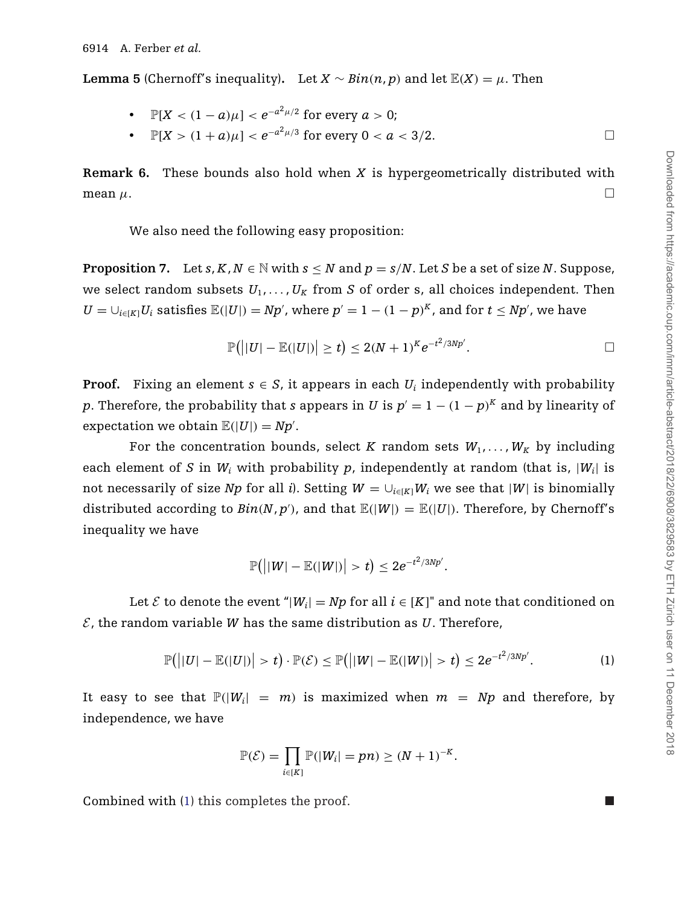**Lemma 5** (Chernoff's inequality)**.** Let $X \sim Bin(n, p)$ and let $\mathbb{E}(X) = \mu$. Then

- $\mathbb{P}[X < (1-a)\mu] < e^{-a^2\mu/2}$ for every $a > 0$;
- $\mathbb{P}[X > (1+a)\mu] < e^{-a^2\mu/3}$ for every $0 < a < 3/2$. □

**Remark 6.** These bounds also hold when $X$ is hypergeometrically distributed with mean $\mu$. □

We also need the following easy proposition:

**Proposition 7.** Let $s, K, N \in \mathbb{N}$ with $s \leq N$ and $p = s/N$. Let $S$ be a set of size $N$. Suppose, we select random subsets $U_1, \ldots, U_K$ from $S$ of order s, all choices independent. Then $U = \cup_{i \in [K]} U_i$ satisfies $\mathbb{E}(|U|) = Np'$, where $p' = 1 - (1-p)^K$, and for $t \leq Np'$, we have

$$\mathbb{P}\big(\big||U| - \mathbb{E}(|U|)\big| \geq t\big) \leq 2(N+1)^K e^{-t^2/3Np'}.$$ □

**Proof.** Fixing an element $s \in S$, it appears in each $U_i$ independently with probability $p$. Therefore, the probability that $s$ appears in $U$ is $p' = 1 - (1-p)^K$ and by linearity of expectation we obtain $\mathbb{E}(|U|) = Np'$.

For the concentration bounds, select $K$ random sets $W_1, \ldots, W_K$ by including each element of $S$ in $W_i$ with probability $p$, independently at random (that is, $|W_i|$ is not necessarily of size $Np$ for all $i$). Setting $W = \cup_{i \in [K]} W_i$ we see that $|W|$ is binomially distributed according to $Bin(N, p')$, and that $\mathbb{E}(|W|) = \mathbb{E}(|U|)$. Therefore, by Chernoff's inequality we have

$$\mathbb{P}\big(\big||W| - \mathbb{E}(|W|)\big| > t\big) \leq 2e^{-t^2/3Np'}.$$

Let $\mathcal{E}$ to denote the event "$|W_i| = Np$ for all $i \in [K]$" and note that conditioned on $\mathcal{E}$, the random variable $W$ has the same distribution as $U$. Therefore,

$$\mathbb{P}\big(\big||U| - \mathbb{E}(|U|)\big| > t\big) \cdot \mathbb{P}(\mathcal{E}) \leq \mathbb{P}\big(\big||W| - \mathbb{E}(|W|)\big| > t\big) \leq 2e^{-t^2/3Np'}. \quad (1)$$

It easy to see that $\mathbb{P}(|W_i| = m)$ is maximized when $m = Np$ and therefore, by independence, we have

$$\mathbb{P}(\mathcal{E}) = \prod_{i \in [K]} \mathbb{P}(|W_i| = pn) \geq (N+1)^{-K}.$$

Combined with (1) this completes the proof. ■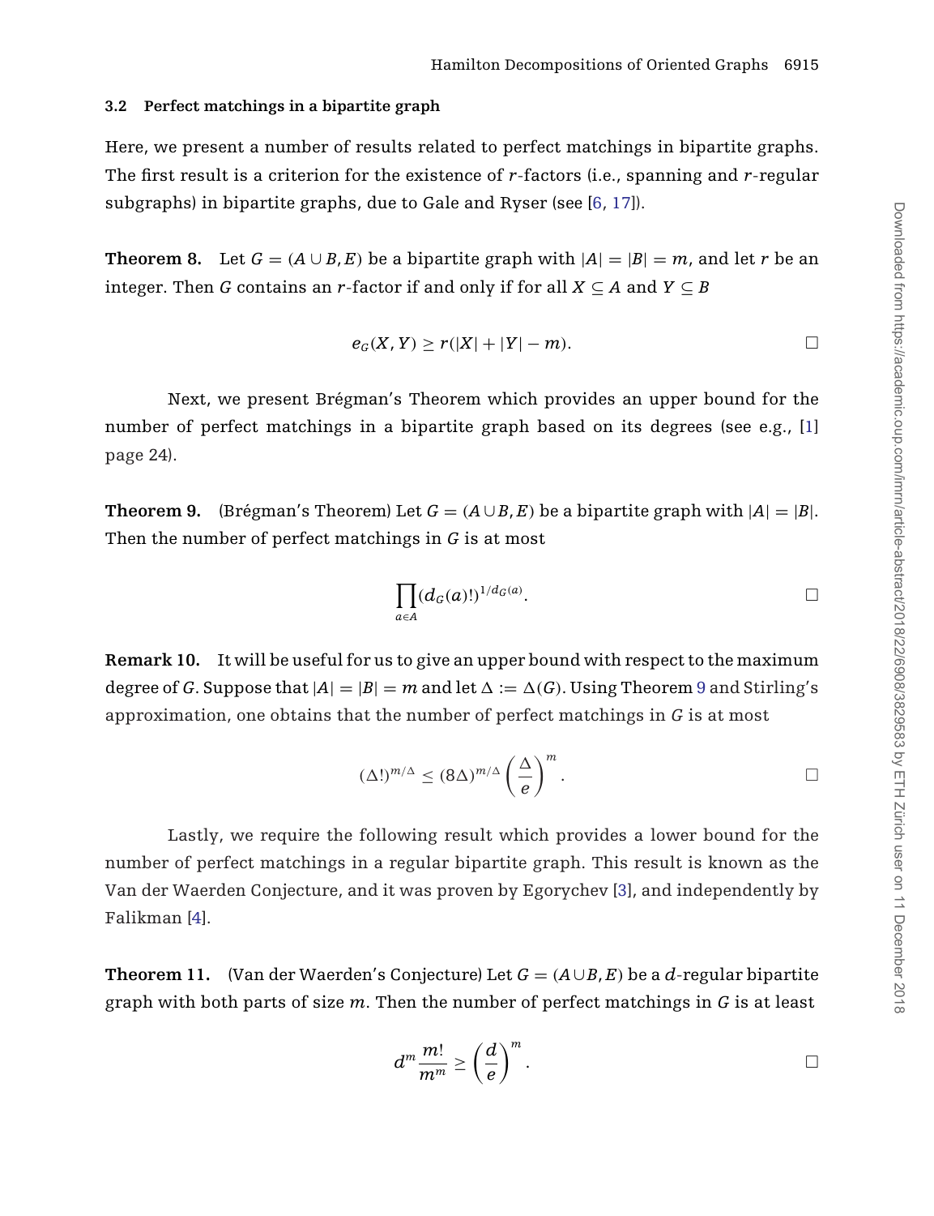### 3.2 Perfect matchings in a bipartite graph

Here, we present a number of results related to perfect matchings in bipartite graphs. The first result is a criterion for the existence of $r$-factors (i.e., spanning and $r$-regular subgraphs) in bipartite graphs, due to Gale and Ryser (see [6, 17]).

**Theorem 8.** Let $G = (A \cup B, E)$ be a bipartite graph with $|A| = |B| = m$, and let $r$ be an integer. Then $G$ contains an $r$-factor if and only if for all $X \subseteq A$ and $Y \subseteq B$

$$e_G(X, Y) \geq r(|X| + |Y| - m). \qquad \square$$

Next, we present Brégman's Theorem which provides an upper bound for the number of perfect matchings in a bipartite graph based on its degrees (see e.g., [1] page 24).

**Theorem 9.** (Brégman's Theorem) Let $G = (A \cup B, E)$ be a bipartite graph with $|A| = |B|$. Then the number of perfect matchings in $G$ is at most

$$\prod_{a \in A} (d_G(a)!)^{1/d_G(a)}. \qquad \square$$

**Remark 10.** It will be useful for us to give an upper bound with respect to the maximum degree of $G$. Suppose that $|A| = |B| = m$ and let $\Delta := \Delta(G)$. Using Theorem 9 and Stirling's approximation, one obtains that the number of perfect matchings in $G$ is at most

$$(\Delta!)^{m/\Delta} \leq (8\Delta)^{m/\Delta} \left( \frac{\Delta}{e} \right)^m. \qquad \square$$

Lastly, we require the following result which provides a lower bound for the number of perfect matchings in a regular bipartite graph. This result is known as the Van der Waerden Conjecture, and it was proven by Egorychev [3], and independently by Falikman [4].

**Theorem 11.** (Van der Waerden's Conjecture) Let $G = (A \cup B, E)$ be a $d$-regular bipartite graph with both parts of size $m$. Then the number of perfect matchings in $G$ is at least

$$d^m \frac{m!}{m^m} \geq \left( \frac{d}{e} \right)^m. \qquad \square$$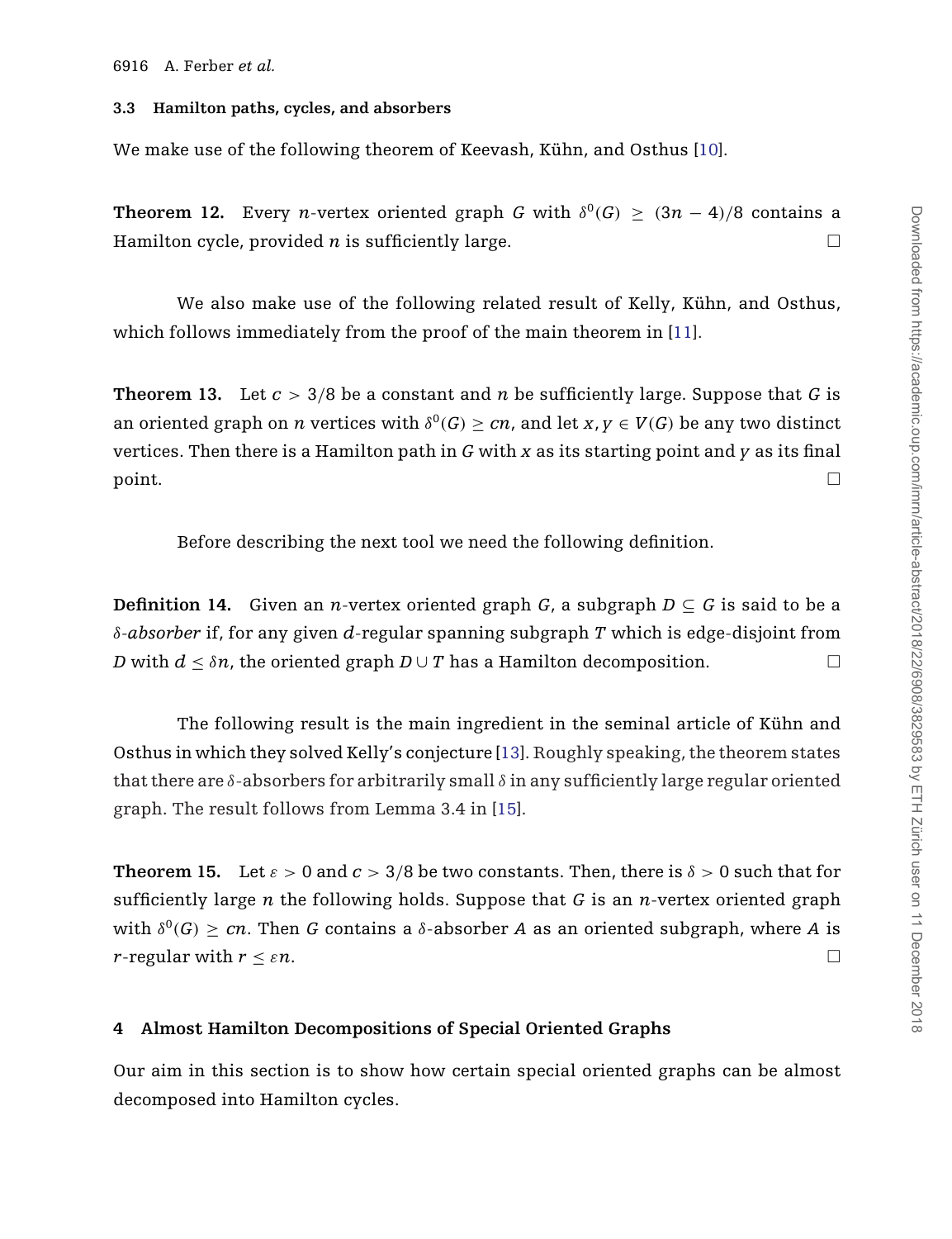### 3.3 Hamilton paths, cycles, and absorbers

We make use of the following theorem of Keevash, Kühn, and Osthus [10].

**Theorem 12.** Every $n$-vertex oriented graph $G$ with $\delta^0(G) \geq (3n-4)/8$ contains a Hamilton cycle, provided $n$ is sufficiently large. □

We also make use of the following related result of Kelly, Kühn, and Osthus, which follows immediately from the proof of the main theorem in [11].

**Theorem 13.** Let $c > 3/8$ be a constant and $n$ be sufficiently large. Suppose that $G$ is an oriented graph on $n$ vertices with $\delta^0(G) \geq cn$, and let $x, y \in V(G)$ be any two distinct vertices. Then there is a Hamilton path in $G$ with $x$ as its starting point and $y$ as its final point. □

Before describing the next tool we need the following definition.

**Definition 14.** Given an $n$-vertex oriented graph $G$, a subgraph $D \subseteq G$ is said to be a $\delta$-*absorber* if, for any given $d$-regular spanning subgraph $T$ which is edge-disjoint from $D$ with $d \leq \delta n$, the oriented graph $D \cup T$ has a Hamilton decomposition. □

The following result is the main ingredient in the seminal article of Kühn and Osthus in which they solved Kelly's conjecture [13]. Roughly speaking, the theorem states that there are $\delta$-absorbers for arbitrarily small $\delta$ in any sufficiently large regular oriented graph. The result follows from Lemma 3.4 in [15].

**Theorem 15.** Let $\varepsilon > 0$ and $c > 3/8$ be two constants. Then, there is $\delta > 0$ such that for sufficiently large $n$ the following holds. Suppose that $G$ is an $n$-vertex oriented graph with $\delta^0(G) \geq cn$. Then $G$ contains a $\delta$-absorber $A$ as an oriented subgraph, where $A$ is $r$-regular with $r \leq \varepsilon n$. □

## 4 Almost Hamilton Decompositions of Special Oriented Graphs

Our aim in this section is to show how certain special oriented graphs can be almost decomposed into Hamilton cycles.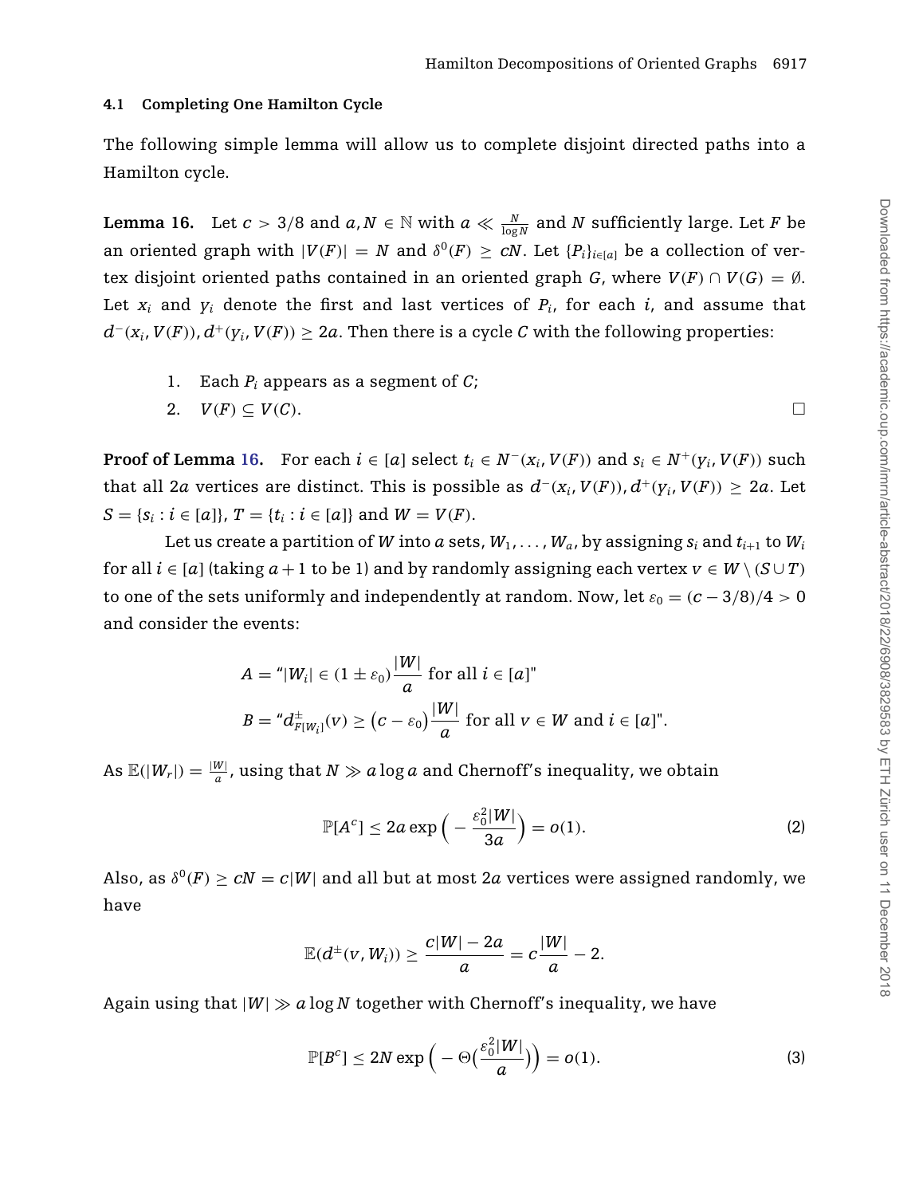### 4.1 Completing One Hamilton Cycle

The following simple lemma will allow us to complete disjoint directed paths into a Hamilton cycle.

**Lemma 16.** Let $c > 3/8$ and $a, N \in \mathbb{N}$ with $a \ll \frac{N}{\log N}$ and $N$ sufficiently large. Let $F$ be an oriented graph with $|V(F)| = N$ and $\delta^0(F) \geq cN$. Let $\{P_i\}_{i \in [a]}$ be a collection of vertex disjoint oriented paths contained in an oriented graph $G$, where $V(F) \cap V(G) = \emptyset$. Let $x_i$ and $y_i$ denote the first and last vertices of $P_i$, for each $i$, and assume that $d^-(x_i, V(F)), d^+(y_i, V(F)) \geq 2a$. Then there is a cycle $C$ with the following properties:

1. Each $P_i$ appears as a segment of $C$;
2. $V(F) \subseteq V(C)$. □

**Proof of Lemma 16.** For each $i \in [a]$ select $t_i \in N^-(x_i, V(F))$ and $s_i \in N^+(y_i, V(F))$ such that all $2a$ vertices are distinct. This is possible as $d^-(x_i, V(F)), d^+(y_i, V(F)) \geq 2a$. Let $S = \{s_i : i \in [a]\}$, $T = \{t_i : i \in [a]\}$ and $W = V(F)$.

Let us create a partition of $W$ into $a$ sets, $W_1, \ldots, W_a$, by assigning $s_i$ and $t_{i+1}$ to $W_i$ for all $i \in [a]$ (taking $a+1$ to be 1) and by randomly assigning each vertex $v \in W \setminus (S \cup T)$ to one of the sets uniformly and independently at random. Now, let $\varepsilon_0 = (c - 3/8)/4 > 0$ and consider the events:

$$A = \text{"}|W_i| \in (1 \pm \varepsilon_0)\frac{|W|}{a} \text{ for all } i \in [a]\text{"}$$

$$B = \text{"}d^{\pm}_{F[W_i]}(v) \geq \big(c - \varepsilon_0\big)\frac{|W|}{a} \text{ for all } v \in W \text{ and } i \in [a]\text{"}.$$

As $\mathbb{E}(|W_r|) = \frac{|W|}{a}$, using that $N \gg a \log a$ and Chernoff's inequality, we obtain

$$\mathbb{P}[A^c] \leq 2a \exp\Big(-\frac{\varepsilon_0^2 |W|}{3a}\Big) = o(1). \tag{2}$$

Also, as $\delta^0(F) \geq cN = c|W|$ and all but at most $2a$ vertices were assigned randomly, we have

$$\mathbb{E}(d^{\pm}(v, W_i)) \geq \frac{c|W| - 2a}{a} = c\frac{|W|}{a} - 2.$$

Again using that $|W| \gg a \log N$ together with Chernoff's inequality, we have

$$\mathbb{P}[B^c] \leq 2N \exp\Big(-\Theta\big(\frac{\varepsilon_0^2 |W|}{a}\big)\Big) = o(1). \tag{3}$$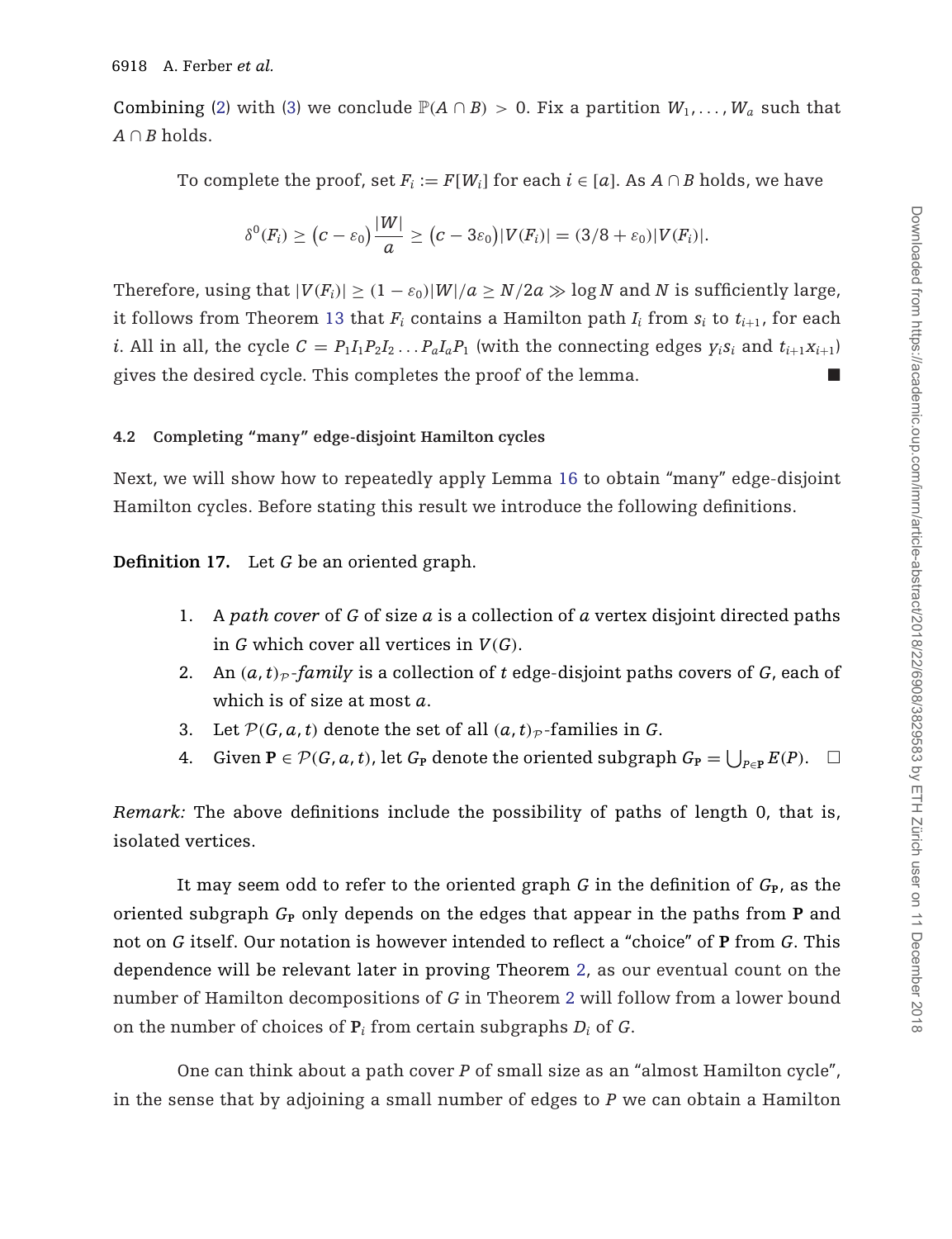Combining (2) with (3) we conclude $\mathbb{P}(A \cap B) > 0$. Fix a partition $W_1, \dots, W_a$ such that $A \cap B$ holds.

To complete the proof, set $F_i := F[W_i]$ for each $i \in [a]$. As $A \cap B$ holds, we have

$$\delta^0(F_i) \geq \left(c - \varepsilon_0\right)\frac{|W|}{a} \geq \left(c - 3\varepsilon_0\right)|V(F_i)| = (3/8 + \varepsilon_0)|V(F_i)|.$$

Therefore, using that $|V(F_i)| \geq (1 - \varepsilon_0)|W|/a \geq N/2a \gg \log N$ and $N$ is sufficiently large, it follows from Theorem 13 that $F_i$ contains a Hamilton path $I_i$ from $s_i$ to $t_{i+1}$, for each $i$. All in all, the cycle $C = P_1I_1P_2I_2 \dots P_aI_aP_1$ (with the connecting edges $y_is_i$ and $t_{i+1}x_{i+1}$) gives the desired cycle. This completes the proof of the lemma. ■

### 4.2 Completing "many" edge-disjoint Hamilton cycles

Next, we will show how to repeatedly apply Lemma 16 to obtain "many" edge-disjoint Hamilton cycles. Before stating this result we introduce the following definitions.

**Definition 17.** Let $G$ be an oriented graph.

1. A *path cover* of $G$ of size $a$ is a collection of $a$ vertex disjoint directed paths in $G$ which cover all vertices in $V(G)$.
2. An $(a, t)_{\mathcal{P}}$*-family* is a collection of $t$ edge-disjoint paths covers of $G$, each of which is of size at most $a$.
3. Let $\mathcal{P}(G, a, t)$ denote the set of all $(a, t)_{\mathcal{P}}$-families in $G$.
4. Given $\mathbf{P} \in \mathcal{P}(G, a, t)$, let $G_{\mathbf{P}}$ denote the oriented subgraph $G_{\mathbf{P}} = \bigcup_{P \in \mathbf{P}} E(P)$. □

*Remark:* The above definitions include the possibility of paths of length 0, that is, isolated vertices.

It may seem odd to refer to the oriented graph $G$ in the definition of $G_{\mathbf{P}}$, as the oriented subgraph $G_{\mathbf{P}}$ only depends on the edges that appear in the paths from $\mathbf{P}$ and not on $G$ itself. Our notation is however intended to reflect a "choice" of $\mathbf{P}$ from $G$. This dependence will be relevant later in proving Theorem 2, as our eventual count on the number of Hamilton decompositions of $G$ in Theorem 2 will follow from a lower bound on the number of choices of $\mathbf{P}_i$ from certain subgraphs $D_i$ of $G$.

One can think about a path cover $P$ of small size as an "almost Hamilton cycle", in the sense that by adjoining a small number of edges to $P$ we can obtain a Hamilton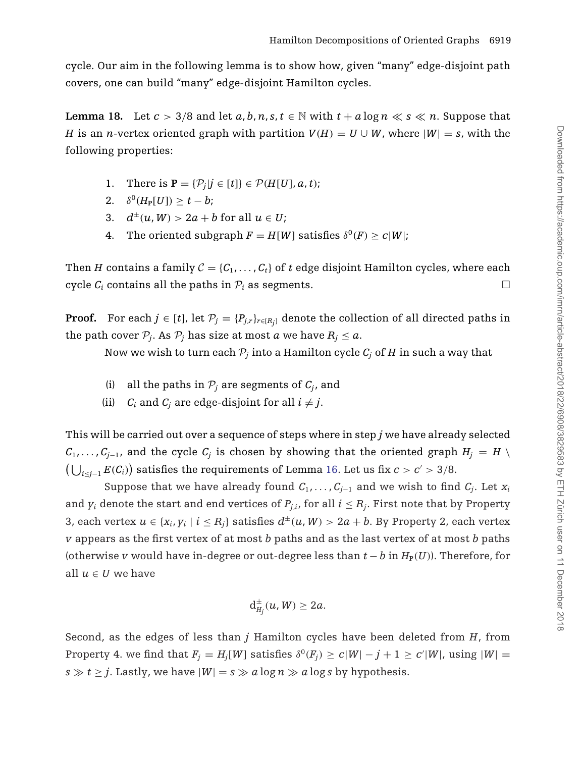cycle. Our aim in the following lemma is to show how, given "many" edge-disjoint path covers, one can build "many" edge-disjoint Hamilton cycles.

**Lemma 18.** Let $c > 3/8$ and let $a, b, n, s, t \in \mathbb{N}$ with $t + a \log n \ll s \ll n$. Suppose that $H$ is an $n$-vertex oriented graph with partition $V(H) = U \cup W$, where $|W| = s$, with the following properties:

1. There is $\mathbf{P} = \{\mathcal{P}_j | j \in [t]\} \in \mathcal{P}(H[U], a, t)$;
2. $\delta^0(H_{\mathbf{P}}[U]) \geq t - b$;
3. $d^{\pm}(u, W) > 2a + b$ for all $u \in U$;
4. The oriented subgraph $F = H[W]$ satisfies $\delta^0(F) \geq c|W|$;

Then $H$ contains a family $\mathcal{C} = \{C_1, \ldots, C_t\}$ of $t$ edge disjoint Hamilton cycles, where each cycle $C_i$ contains all the paths in $\mathcal{P}_i$ as segments. □

**Proof.** For each $j \in [t]$, let $\mathcal{P}_j = \{P_{j,r}\}_{r \in [R_j]}$ denote the collection of all directed paths in the path cover $\mathcal{P}_j$. As $\mathcal{P}_j$ has size at most $a$ we have $R_j \leq a$.

Now we wish to turn each $\mathcal{P}_j$ into a Hamilton cycle $C_j$ of $H$ in such a way that

(i) all the paths in $\mathcal{P}_j$ are segments of $C_j$, and

(ii) $C_i$ and $C_j$ are edge-disjoint for all $i \neq j$.

This will be carried out over a sequence of steps where in step $j$ we have already selected $C_1, \ldots, C_{j-1}$, and the cycle $C_j$ is chosen by showing that the oriented graph $H_j = H \setminus \left(\bigcup_{i \leq j-1} E(C_i)\right)$ satisfies the requirements of Lemma 16. Let us fix $c > c' > 3/8$.

Suppose that we have already found $C_1, \ldots, C_{j-1}$ and we wish to find $C_j$. Let $x_i$ and $y_i$ denote the start and end vertices of $P_{j,i}$, for all $i \leq R_j$. First note that by Property 3, each vertex $u \in \{x_i, y_i \mid i \leq R_j\}$ satisfies $d^{\pm}(u, W) > 2a + b$. By Property 2, each vertex $v$ appears as the first vertex of at most $b$ paths and as the last vertex of at most $b$ paths (otherwise $v$ would have in-degree or out-degree less than $t - b$ in $H_{\mathbf{P}}(U)$). Therefore, for all $u \in U$ we have

$$\mathrm{d}^{\pm}_{H_j}(u, W) \geq 2a.$$

Second, as the edges of less than $j$ Hamilton cycles have been deleted from $H$, from Property 4. we find that $F_j = H_j[W]$ satisfies $\delta^0(F_j) \geq c|W| - j + 1 \geq c'|W|$, using $|W| = s \gg t \geq j$. Lastly, we have $|W| = s \gg a \log n \gg a \log s$ by hypothesis.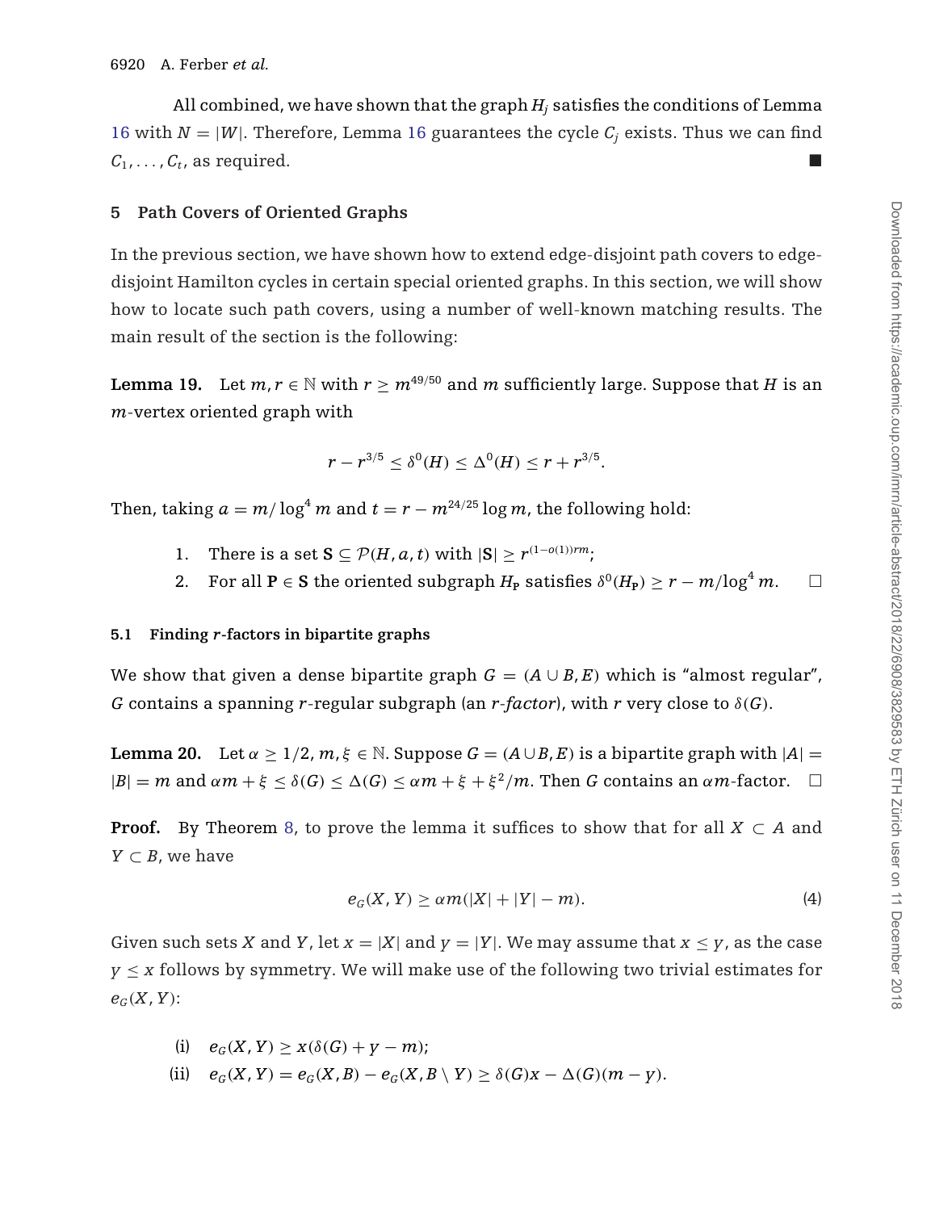All combined, we have shown that the graph $H_j$ satisfies the conditions of Lemma 16 with $N = |W|$. Therefore, Lemma 16 guarantees the cycle $C_j$ exists. Thus we can find $C_1, \ldots, C_t$, as required. ■

## 5 Path Covers of Oriented Graphs

In the previous section, we have shown how to extend edge-disjoint path covers to edge-disjoint Hamilton cycles in certain special oriented graphs. In this section, we will show how to locate such path covers, using a number of well-known matching results. The main result of the section is the following:

**Lemma 19.** Let $m, r \in \mathbb{N}$ with $r \geq m^{49/50}$ and $m$ sufficiently large. Suppose that $H$ is an $m$-vertex oriented graph with

$$r - r^{3/5} \leq \delta^0(H) \leq \Delta^0(H) \leq r + r^{3/5}.$$

Then, taking $a = m/\log^4 m$ and $t = r - m^{24/25}\log m$, the following hold:

1. There is a set $\mathbf{S} \subseteq \mathcal{P}(H, a, t)$ with $|\mathbf{S}| \geq r^{(1-o(1))rm}$;
2. For all $\mathbf{P} \in \mathbf{S}$ the oriented subgraph $H_{\mathbf{P}}$ satisfies $\delta^0(H_{\mathbf{P}}) \geq r - m/\log^4 m$. □

### 5.1 Finding $r$-factors in bipartite graphs

We show that given a dense bipartite graph $G = (A \cup B, E)$ which is "almost regular", $G$ contains a spanning $r$-regular subgraph (an *$r$-factor*), with $r$ very close to $\delta(G)$.

**Lemma 20.** Let $\alpha \geq 1/2, m, \xi \in \mathbb{N}$. Suppose $G = (A \cup B, E)$ is a bipartite graph with $|A| = |B| = m$ and $\alpha m + \xi \leq \delta(G) \leq \Delta(G) \leq \alpha m + \xi + \xi^2/m$. Then $G$ contains an $\alpha m$-factor. □

**Proof.** By Theorem 8, to prove the lemma it suffices to show that for all $X \subset A$ and $Y \subset B$, we have

$$e_G(X, Y) \geq \alpha m(|X| + |Y| - m). \tag{4}$$

Given such sets $X$ and $Y$, let $x = |X|$ and $y = |Y|$. We may assume that $x \leq y$, as the case $y \leq x$ follows by symmetry. We will make use of the following two trivial estimates for $e_G(X, Y)$:

(i) $e_G(X, Y) \geq x(\delta(G) + y - m)$;

(ii) $e_G(X, Y) = e_G(X, B) - e_G(X, B \setminus Y) \geq \delta(G)x - \Delta(G)(m - y)$.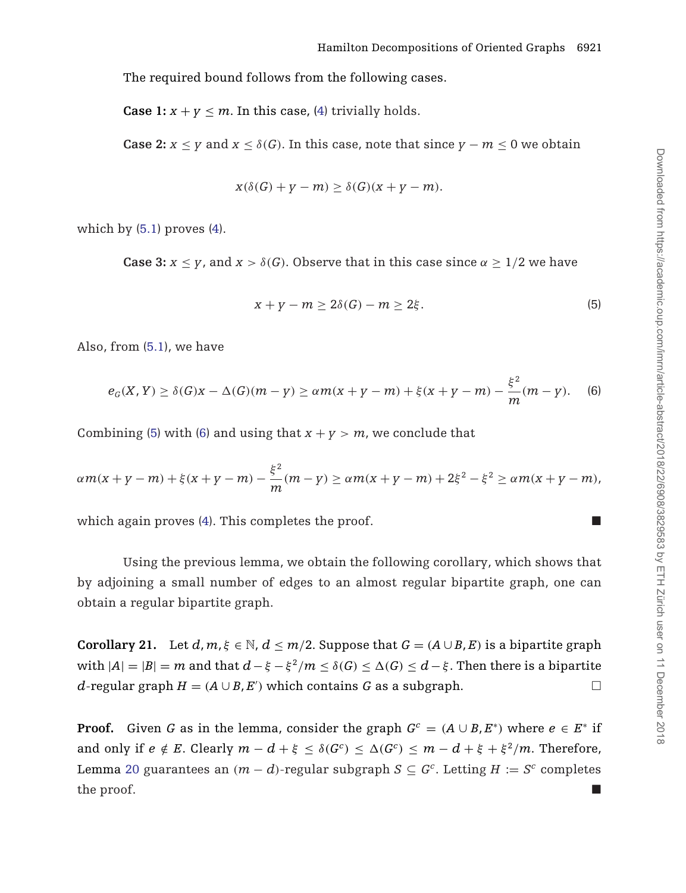The required bound follows from the following cases.

**Case 1:** $x + y \leq m$. In this case, (4) trivially holds.

**Case 2:** $x \leq y$ and $x \leq \delta(G)$. In this case, note that since $y - m \leq 0$ we obtain

$$x(\delta(G) + y - m) \geq \delta(G)(x + y - m).$$

which by (5.1) proves (4).

**Case 3:** $x \leq y$, and $x > \delta(G)$. Observe that in this case since $\alpha \geq 1/2$ we have

$$x + y - m \geq 2\delta(G) - m \geq 2\xi. \tag{5}$$

Also, from (5.1), we have

$$e_G(X, Y) \geq \delta(G)x - \Delta(G)(m - y) \geq \alpha m(x + y - m) + \xi(x + y - m) - \frac{\xi^2}{m}(m - y). \tag{6}$$

Combining (5) with (6) and using that $x + y > m$, we conclude that

$$\alpha m(x + y - m) + \xi(x + y - m) - \frac{\xi^2}{m}(m - y) \geq \alpha m(x + y - m) + 2\xi^2 - \xi^2 \geq \alpha m(x + y - m),$$

which again proves (4). This completes the proof. ∎

Using the previous lemma, we obtain the following corollary, which shows that by adjoining a small number of edges to an almost regular bipartite graph, one can obtain a regular bipartite graph.

**Corollary 21.** Let $d, m, \xi \in \mathbb{N}$, $d \leq m/2$. Suppose that $G = (A \cup B, E)$ is a bipartite graph with $|A| = |B| = m$ and that $d - \xi - \xi^2/m \leq \delta(G) \leq \Delta(G) \leq d - \xi$. Then there is a bipartite $d$-regular graph $H = (A \cup B, E')$ which contains $G$ as a subgraph. □

**Proof.** Given $G$ as in the lemma, consider the graph $G^c = (A \cup B, E^*)$ where $e \in E^*$ if and only if $e \notin E$. Clearly $m - d + \xi \leq \delta(G^c) \leq \Delta(G^c) \leq m - d + \xi + \xi^2/m$. Therefore, Lemma 20 guarantees an $(m - d)$-regular subgraph $S \subseteq G^c$. Letting $H := S^c$ completes the proof. ∎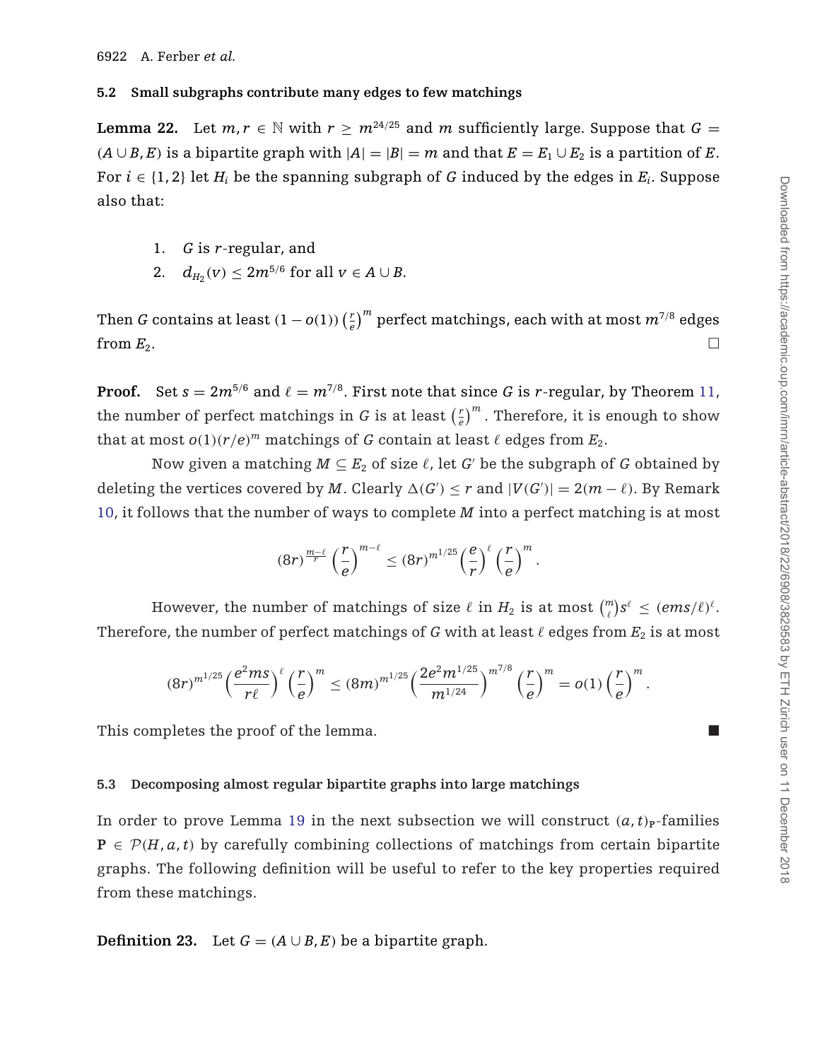### 5.2 Small subgraphs contribute many edges to few matchings

**Lemma 22.** Let $m, r \in \mathbb{N}$ with $r \geq m^{24/25}$ and $m$ sufficiently large. Suppose that $G = (A \cup B, E)$ is a bipartite graph with $|A| = |B| = m$ and that $E = E_1 \cup E_2$ is a partition of $E$. For $i \in \{1, 2\}$ let $H_i$ be the spanning subgraph of $G$ induced by the edges in $E_i$. Suppose also that:

1. $G$ is $r$-regular, and
2. $d_{H_2}(v) \leq 2m^{5/6}$ for all $v \in A \cup B$.

Then $G$ contains at least $(1 - o(1)) \left(\frac{r}{e}\right)^m$ perfect matchings, each with at most $m^{7/8}$ edges from $E_2$. □

**Proof.** Set $s = 2m^{5/6}$ and $\ell = m^{7/8}$. First note that since $G$ is $r$-regular, by Theorem 11, the number of perfect matchings in $G$ is at least $\left(\frac{r}{e}\right)^m$. Therefore, it is enough to show that at most $o(1)(r/e)^m$ matchings of $G$ contain at least $\ell$ edges from $E_2$.

Now given a matching $M \subseteq E_2$ of size $\ell$, let $G'$ be the subgraph of $G$ obtained by deleting the vertices covered by $M$. Clearly $\Delta(G') \leq r$ and $|V(G')| = 2(m - \ell)$. By Remark 10, it follows that the number of ways to complete $M$ into a perfect matching is at most

$$(8r)^{\frac{m-\ell}{r}} \left(\frac{r}{e}\right)^{m-\ell} \leq (8r)^{m^{1/25}} \left(\frac{e}{r}\right)^{\ell} \left(\frac{r}{e}\right)^{m}.$$

However, the number of matchings of size $\ell$ in $H_2$ is at most $\binom{m}{\ell} s^{\ell} \leq (ems/\ell)^{\ell}$. Therefore, the number of perfect matchings of $G$ with at least $\ell$ edges from $E_2$ is at most

$$(8r)^{m^{1/25}} \left(\frac{e^2 ms}{r\ell}\right)^{\ell} \left(\frac{r}{e}\right)^{m} \leq (8m)^{m^{1/25}} \left(\frac{2e^2 m^{1/25}}{m^{1/24}}\right)^{m^{7/8}} \left(\frac{r}{e}\right)^{m} = o(1) \left(\frac{r}{e}\right)^{m}.$$

This completes the proof of the lemma. ■

### 5.3 Decomposing almost regular bipartite graphs into large matchings

In order to prove Lemma 19 in the next subsection we will construct $(a, t)_{\mathbf{P}}$-families $\mathbf{P} \in \mathcal{P}(H, a, t)$ by carefully combining collections of matchings from certain bipartite graphs. The following definition will be useful to refer to the key properties required from these matchings.

**Definition 23.** Let $G = (A \cup B, E)$ be a bipartite graph.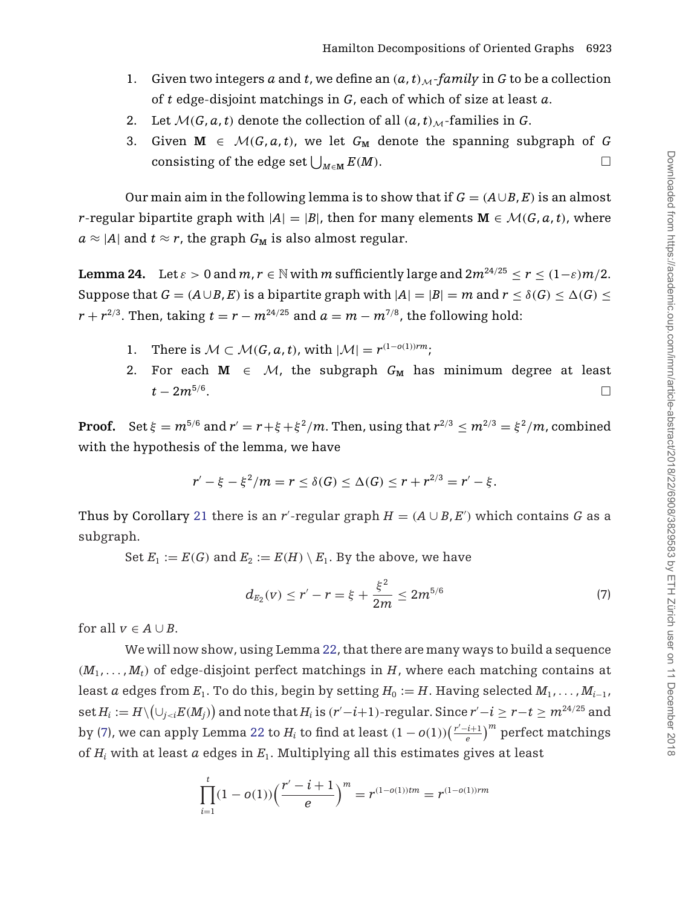1. Given two integers $a$ and $t$, we define an $(a,t)_{\mathcal{M}}$-*family* in $G$ to be a collection of $t$ edge-disjoint matchings in $G$, each of which of size at least $a$.
2. Let $\mathcal{M}(G,a,t)$ denote the collection of all $(a,t)_{\mathcal{M}}$-families in $G$.
3. Given $\mathbf{M} \in \mathcal{M}(G,a,t)$, we let $G_{\mathbf{M}}$ denote the spanning subgraph of $G$ consisting of the edge set $\bigcup_{M\in\mathbf{M}} E(M)$. □

Our main aim in the following lemma is to show that if $G=(A\cup B,E)$ is an almost $r$-regular bipartite graph with $|A|=|B|$, then for many elements $\mathbf{M}\in\mathcal{M}(G,a,t)$, where $a\approx|A|$ and $t\approx r$, the graph $G_{\mathbf{M}}$ is also almost regular.

**Lemma 24.** Let $\varepsilon>0$ and $m,r\in\mathbb{N}$ with $m$ sufficiently large and $2m^{24/25}\le r\le(1-\varepsilon)m/2$. Suppose that $G=(A\cup B,E)$ is a bipartite graph with $|A|=|B|=m$ and $r\le\delta(G)\le\Delta(G)\le r+r^{2/3}$. Then, taking $t=r-m^{24/25}$ and $a=m-m^{7/8}$, the following hold:

1. There is $\mathcal{M}\subset\mathcal{M}(G,a,t)$, with $|\mathcal{M}|=r^{(1-o(1))rm}$;
2. For each $\mathbf{M}\in\mathcal{M}$, the subgraph $G_{\mathbf{M}}$ has minimum degree at least $t-2m^{5/6}$. □

**Proof.** Set $\xi=m^{5/6}$ and $r'=r+\xi+\xi^2/m$. Then, using that $r^{2/3}\le m^{2/3}=\xi^2/m$, combined with the hypothesis of the lemma, we have

$$r'-\xi-\xi^2/m=r\le\delta(G)\le\Delta(G)\le r+r^{2/3}=r'-\xi.$$

Thus by Corollary 21 there is an $r'$-regular graph $H=(A\cup B,E')$ which contains $G$ as a subgraph.

Set $E_1:=E(G)$ and $E_2:=E(H)\setminus E_1$. By the above, we have

$$d_{E_2}(v)\le r'-r=\xi+\frac{\xi^2}{2m}\le 2m^{5/6} \tag{7}$$

for all $v\in A\cup B$.

We will now show, using Lemma 22, that there are many ways to build a sequence $(M_1,\ldots,M_t)$ of edge-disjoint perfect matchings in $H$, where each matching contains at least $a$ edges from $E_1$. To do this, begin by setting $H_0:=H$. Having selected $M_1,\ldots,M_{i-1}$, set $H_i:=H\backslash\left(\cup_{j<i}E(M_j)\right)$ and note that $H_i$ is $(r'-i+1)$-regular. Since $r'-i\ge r-t\ge m^{24/25}$ and by (7), we can apply Lemma 22 to $H_i$ to find at least $(1-o(1))\left(\frac{r'-i+1}{e}\right)^m$ perfect matchings of $H_i$ with at least $a$ edges in $E_1$. Multiplying all this estimates gives at least

$$\prod_{i=1}^{t}(1-o(1))\left(\frac{r'-i+1}{e}\right)^m=r^{(1-o(1))tm}=r^{(1-o(1))rm}$$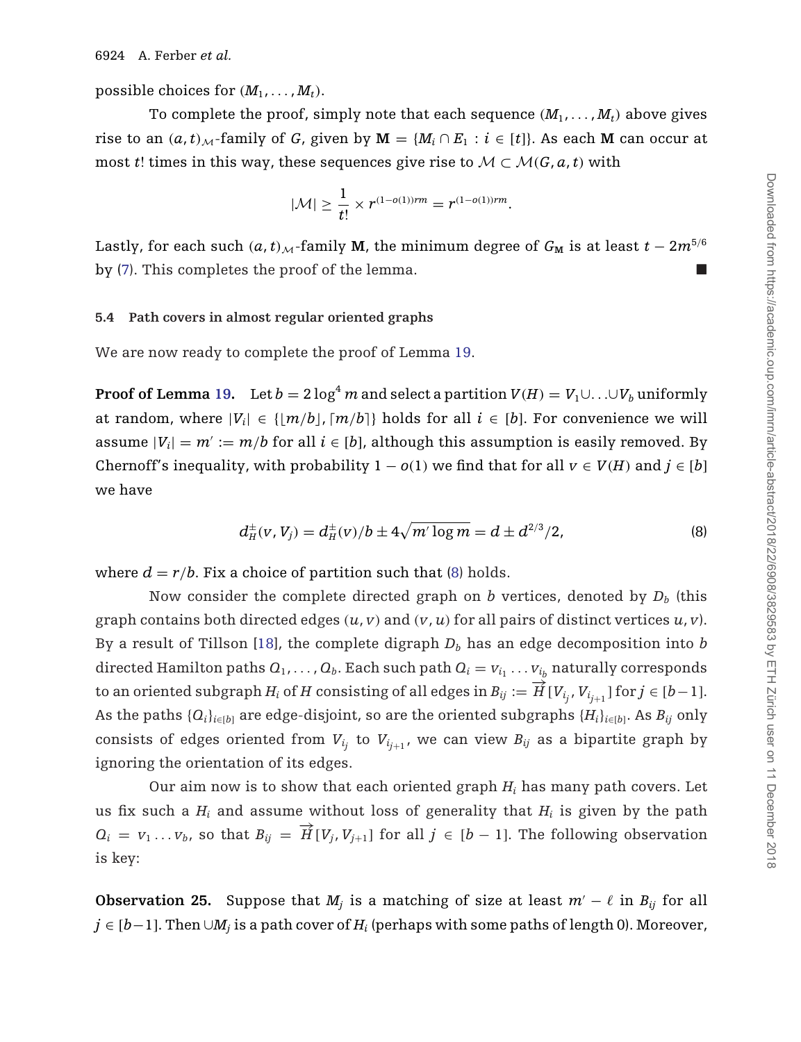possible choices for $(M_1, \ldots, M_t)$.

To complete the proof, simply note that each sequence $(M_1, \ldots, M_t)$ above gives rise to an $(a,t)_{\mathcal{M}}$-family of $G$, given by $\mathbf{M} = \{M_i \cap E_1 : i \in [t]\}$. As each $\mathbf{M}$ can occur at most $t!$ times in this way, these sequences give rise to $\mathcal{M} \subset \mathcal{M}(G, a, t)$ with

$$|\mathcal{M}| \geq \frac{1}{t!} \times r^{(1-o(1))rm} = r^{(1-o(1))rm}.$$

Lastly, for each such $(a,t)_{\mathcal{M}}$-family $\mathbf{M}$, the minimum degree of $G_{\mathbf{M}}$ is at least $t - 2m^{5/6}$ by (7). This completes the proof of the lemma. ■

### 5.4 Path covers in almost regular oriented graphs

We are now ready to complete the proof of Lemma 19.

**Proof of Lemma 19.** Let $b = 2\log^4 m$ and select a partition $V(H) = V_1 \cup \ldots \cup V_b$ uniformly at random, where $|V_i| \in \{\lfloor m/b \rfloor, \lceil m/b \rceil\}$ holds for all $i \in [b]$. For convenience we will assume $|V_i| = m' := m/b$ for all $i \in [b]$, although this assumption is easily removed. By Chernoff's inequality, with probability $1 - o(1)$ we find that for all $v \in V(H)$ and $j \in [b]$ we have

$$d^{\pm}_H(v, V_j) = d^{\pm}_H(v)/b \pm 4\sqrt{m' \log m} = d \pm d^{2/3}/2, \tag{8}$$

where $d = r/b$. Fix a choice of partition such that (8) holds.

Now consider the complete directed graph on $b$ vertices, denoted by $D_b$ (this graph contains both directed edges $(u,v)$ and $(v,u)$ for all pairs of distinct vertices $u, v$). By a result of Tillson [18], the complete digraph $D_b$ has an edge decomposition into $b$ directed Hamilton paths $Q_1, \ldots, Q_b$. Each such path $Q_i = v_{i_1} \ldots v_{i_b}$ naturally corresponds to an oriented subgraph $H_i$ of $H$ consisting of all edges in $B_{ij} := \overrightarrow{H}[V_{i_j}, V_{i_{j+1}}]$ for $j \in [b-1]$. As the paths $\{Q_i\}_{i \in [b]}$ are edge-disjoint, so are the oriented subgraphs $\{H_i\}_{i \in [b]}$. As $B_{ij}$ only consists of edges oriented from $V_{i_j}$ to $V_{i_{j+1}}$, we can view $B_{ij}$ as a bipartite graph by ignoring the orientation of its edges.

Our aim now is to show that each oriented graph $H_i$ has many path covers. Let us fix such a $H_i$ and assume without loss of generality that $H_i$ is given by the path $Q_i = v_1 \ldots v_b$, so that $B_{ij} = \overrightarrow{H}[V_j, V_{j+1}]$ for all $j \in [b-1]$. The following observation is key:

**Observation 25.** Suppose that $M_j$ is a matching of size at least $m' - \ell$ in $B_{ij}$ for all $j \in [b-1]$. Then $\cup M_j$ is a path cover of $H_i$ (perhaps with some paths of length 0). Moreover,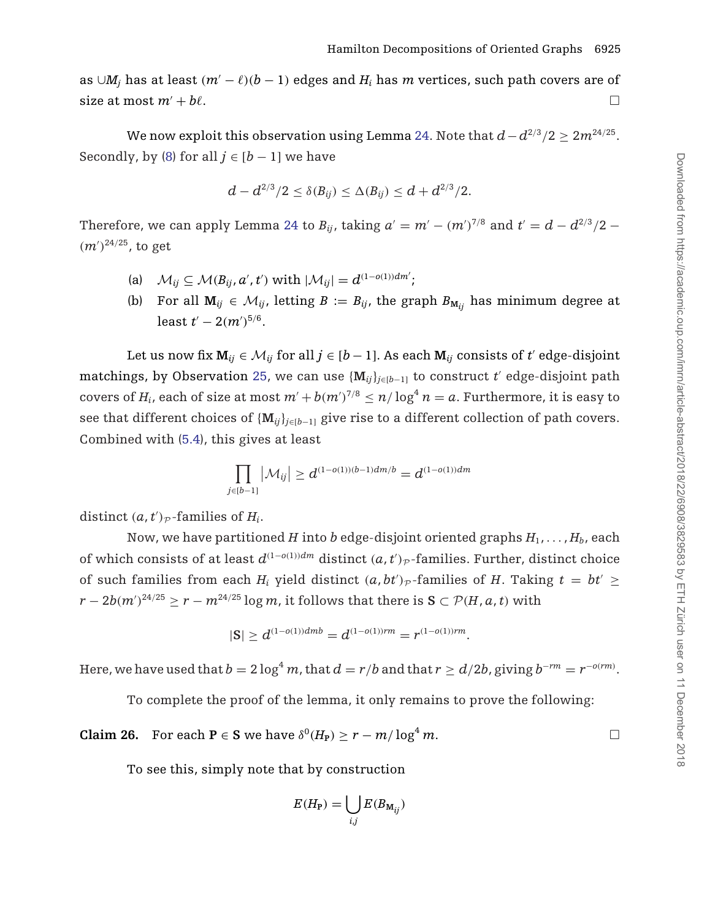as $\cup M_j$ has at least $(m' - \ell)(b-1)$ edges and $H_i$ has $m$ vertices, such path covers are of size at most $m' + b\ell$. $\square$

We now exploit this observation using Lemma 24. Note that $d - d^{2/3}/2 \geq 2m^{24/25}$. Secondly, by (8) for all $j \in [b-1]$ we have

$$d - d^{2/3}/2 \leq \delta(B_{ij}) \leq \Delta(B_{ij}) \leq d + d^{2/3}/2.$$

Therefore, we can apply Lemma 24 to $B_{ij}$, taking $a' = m' - (m')^{7/8}$ and $t' = d - d^{2/3}/2 - (m')^{24/25}$, to get

(a) $\mathcal{M}_{ij} \subseteq \mathcal{M}(B_{ij}, a', t')$ with $|\mathcal{M}_{ij}| = d^{(1-o(1))dm'}$;

(b) For all $\mathbf{M}_{ij} \in \mathcal{M}_{ij}$, letting $B := B_{ij}$, the graph $B_{\mathbf{M}_{ij}}$ has minimum degree at least $t' - 2(m')^{5/6}$.

Let us now fix $\mathbf{M}_{ij} \in \mathcal{M}_{ij}$ for all $j \in [b-1]$. As each $\mathbf{M}_{ij}$ consists of $t'$ edge-disjoint matchings, by Observation 25, we can use $\{\mathbf{M}_{ij}\}_{j \in [b-1]}$ to construct $t'$ edge-disjoint path covers of $H_i$, each of size at most $m' + b(m')^{7/8} \leq n/\log^4 n = a$. Furthermore, it is easy to see that different choices of $\{\mathbf{M}_{ij}\}_{j \in [b-1]}$ give rise to a different collection of path covers. Combined with (5.4), this gives at least

$$\prod_{j \in [b-1]} |\mathcal{M}_{ij}| \geq d^{(1-o(1))(b-1)dm/b} = d^{(1-o(1))dm}$$

distinct $(a, t')_{\mathcal{P}}$-families of $H_i$.

Now, we have partitioned $H$ into $b$ edge-disjoint oriented graphs $H_1, \ldots, H_b$, each of which consists of at least $d^{(1-o(1))dm}$ distinct $(a, t')_{\mathcal{P}}$-families. Further, distinct choice of such families from each $H_i$ yield distinct $(a, bt')_{\mathcal{P}}$-families of $H$. Taking $t = bt' \geq r - 2b(m')^{24/25} \geq r - m^{24/25} \log m$, it follows that there is $\mathbf{S} \subset \mathcal{P}(H, a, t)$ with

$$|\mathbf{S}| \geq d^{(1-o(1))dmb} = d^{(1-o(1))rm} = r^{(1-o(1))rm}.$$

Here, we have used that $b = 2\log^4 m$, that $d = r/b$ and that $r \geq d/2b$, giving $b^{-rm} = r^{-o(rm)}$.

To complete the proof of the lemma, it only remains to prove the following:

**Claim 26.** For each $\mathbf{P} \in \mathbf{S}$ we have $\delta^0(H_{\mathbf{P}}) \geq r - m/\log^4 m$. $\square$

To see this, simply note that by construction

$$E(H_{\mathbf{P}}) = \bigcup_{i,j} E(B_{\mathbf{M}_{ij}})$$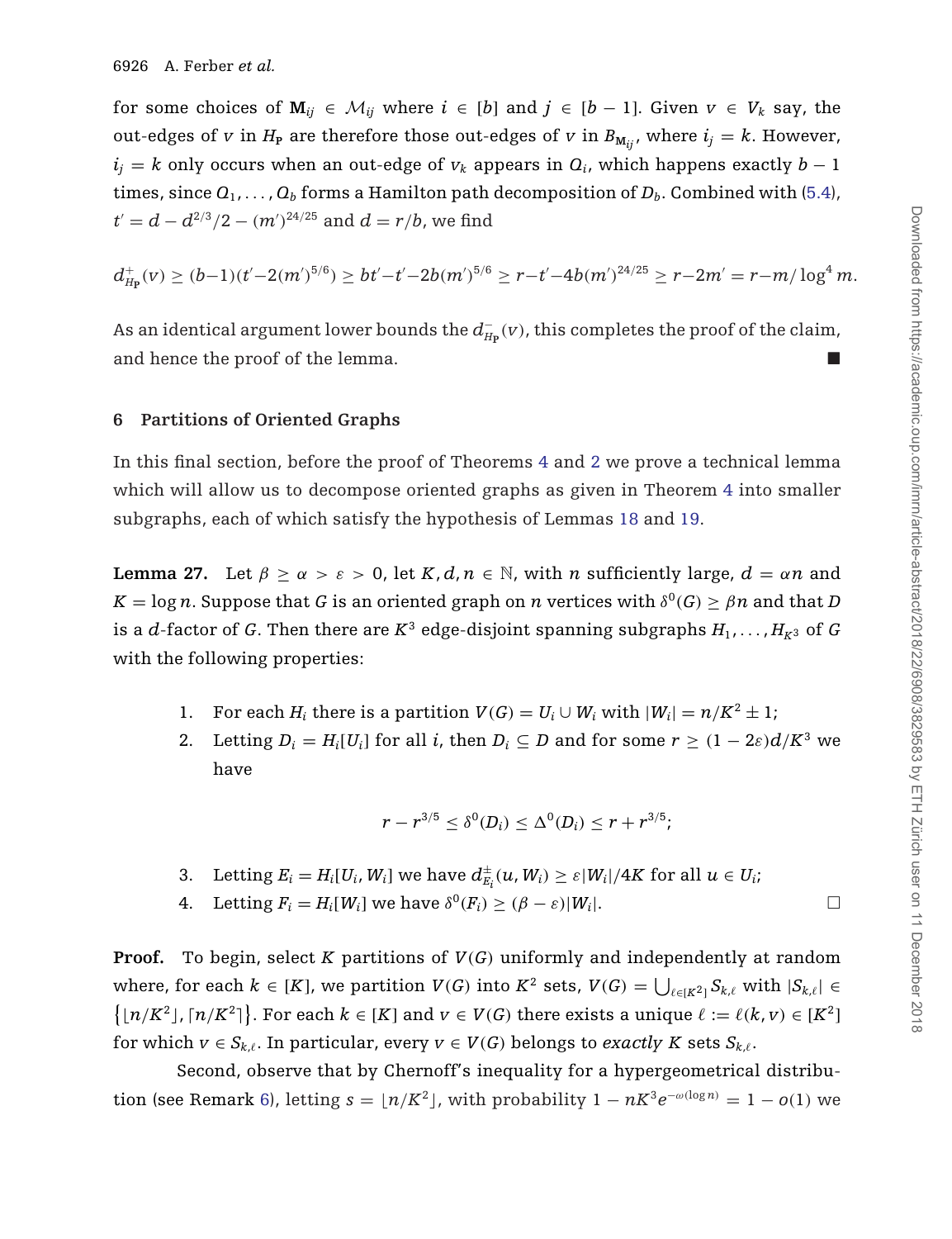for some choices of $\mathbf{M}_{ij} \in \mathcal{M}_{ij}$ where $i \in [b]$ and $j \in [b-1]$. Given $v \in V_k$ say, the out-edges of $v$ in $H_{\mathbf{P}}$ are therefore those out-edges of $v$ in $B_{\mathbf{M}_{ij}}$, where $i_j = k$. However, $i_j = k$ only occurs when an out-edge of $v_k$ appears in $Q_i$, which happens exactly $b-1$ times, since $Q_1, \ldots, Q_b$ forms a Hamilton path decomposition of $D_b$. Combined with (5.4), $t' = d - d^{2/3}/2 - (m')^{24/25}$ and $d = r/b$, we find

$$d^+_{H_{\mathbf{P}}}(v) \geq (b-1)(t' - 2(m')^{5/6}) \geq bt' - t' - 2b(m')^{5/6} \geq r - t' - 4b(m')^{24/25} \geq r - 2m' = r - m/\log^4 m.$$

As an identical argument lower bounds the $d^-_{H_{\mathbf{P}}}(v)$, this completes the proof of the claim, and hence the proof of the lemma. ■

## 6 Partitions of Oriented Graphs

In this final section, before the proof of Theorems 4 and 2 we prove a technical lemma which will allow us to decompose oriented graphs as given in Theorem 4 into smaller subgraphs, each of which satisfy the hypothesis of Lemmas 18 and 19.

**Lemma 27.** Let $\beta \geq \alpha > \varepsilon > 0$, let $K, d, n \in \mathbb{N}$, with $n$ sufficiently large, $d = \alpha n$ and $K = \log n$. Suppose that $G$ is an oriented graph on $n$ vertices with $\delta^0(G) \geq \beta n$ and that $D$ is a $d$-factor of $G$. Then there are $K^3$ edge-disjoint spanning subgraphs $H_1, \ldots, H_{K^3}$ of $G$ with the following properties:

1. For each $H_i$ there is a partition $V(G) = U_i \cup W_i$ with $|W_i| = n/K^2 \pm 1$;
2. Letting $D_i = H_i[U_i]$ for all $i$, then $D_i \subseteq D$ and for some $r \geq (1-2\varepsilon)d/K^3$ we have
$$r - r^{3/5} \leq \delta^0(D_i) \leq \Delta^0(D_i) \leq r + r^{3/5};$$
3. Letting $E_i = H_i[U_i, W_i]$ we have $d^{\pm}_{E_i}(u, W_i) \geq \varepsilon |W_i|/4K$ for all $u \in U_i$;
4. Letting $F_i = H_i[W_i]$ we have $\delta^0(F_i) \geq (\beta - \varepsilon)|W_i|$. □

**Proof.** To begin, select $K$ partitions of $V(G)$ uniformly and independently at random where, for each $k \in [K]$, we partition $V(G)$ into $K^2$ sets, $V(G) = \bigcup_{\ell \in [K^2]} S_{k,\ell}$ with $|S_{k,\ell}| \in \{\lfloor n/K^2 \rfloor, \lceil n/K^2 \rceil\}$. For each $k \in [K]$ and $v \in V(G)$ there exists a unique $\ell := \ell(k, v) \in [K^2]$ for which $v \in S_{k,\ell}$. In particular, every $v \in V(G)$ belongs to *exactly* $K$ sets $S_{k,\ell}$.

Second, observe that by Chernoff's inequality for a hypergeometrical distribution (see Remark 6), letting $s = \lfloor n/K^2 \rfloor$, with probability $1 - nK^3 e^{-\omega(\log n)} = 1 - o(1)$ we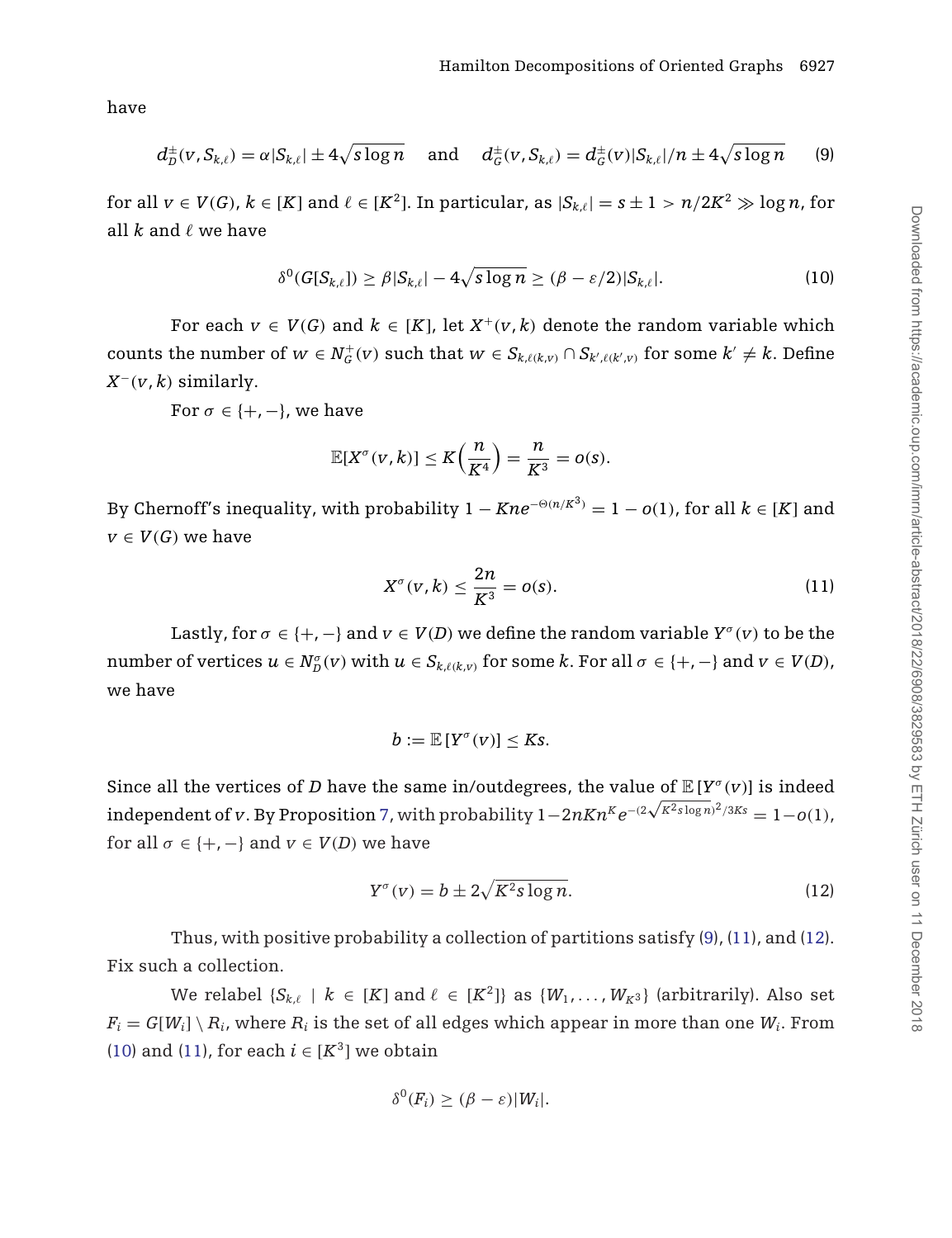have

$$d^{\pm}_{D}(v, S_{k,\ell}) = \alpha|S_{k,\ell}| \pm 4\sqrt{s\log n} \quad \text{and} \quad d^{\pm}_{G}(v, S_{k,\ell}) = d^{\pm}_{G}(v)|S_{k,\ell}|/n \pm 4\sqrt{s\log n} \tag{9}$$

for all $v \in V(G)$, $k \in [K]$ and $\ell \in [K^2]$. In particular, as $|S_{k,\ell}| = s \pm 1 > n/2K^2 \gg \log n$, for all $k$ and $\ell$ we have

$$\delta^0(G[S_{k,\ell}]) \geq \beta|S_{k,\ell}| - 4\sqrt{s\log n} \geq (\beta - \varepsilon/2)|S_{k,\ell}|. \tag{10}$$

For each $v \in V(G)$ and $k \in [K]$, let $X^+(v, k)$ denote the random variable which counts the number of $w \in N^+_G(v)$ such that $w \in S_{k,\ell(k,v)} \cap S_{k',\ell(k',v)}$ for some $k' \neq k$. Define $X^-(v, k)$ similarly.

For $\sigma \in \{+, -\}$, we have

$$\mathbb{E}[X^\sigma(v, k)] \leq K\Big(\frac{n}{K^4}\Big) = \frac{n}{K^3} = o(s).$$

By Chernoff's inequality, with probability $1 - Kne^{-\Theta(n/K^3)} = 1 - o(1)$, for all $k \in [K]$ and $v \in V(G)$ we have

$$X^\sigma(v, k) \leq \frac{2n}{K^3} = o(s). \tag{11}$$

Lastly, for $\sigma \in \{+, -\}$ and $v \in V(D)$ we define the random variable $Y^\sigma(v)$ to be the number of vertices $u \in N^\sigma_D(v)$ with $u \in S_{k,\ell(k,v)}$ for some $k$. For all $\sigma \in \{+, -\}$ and $v \in V(D)$, we have

$$b := \mathbb{E}\,[Y^\sigma(v)] \leq Ks.$$

Since all the vertices of $D$ have the same in/outdegrees, the value of $\mathbb{E}\,[Y^\sigma(v)]$ is indeed independent of $v$. By Proposition 7, with probability $1 - 2nKn^Ke^{-(2\sqrt{K^2 s\log n})^2/3Ks} = 1 - o(1)$, for all $\sigma \in \{+, -\}$ and $v \in V(D)$ we have

$$Y^\sigma(v) = b \pm 2\sqrt{K^2 s\log n}. \tag{12}$$

Thus, with positive probability a collection of partitions satisfy (9), (11), and (12). Fix such a collection.

We relabel $\{S_{k,\ell} \mid k \in [K] \text{ and } \ell \in [K^2]\}$ as $\{W_1, \ldots, W_{K^3}\}$ (arbitrarily). Also set $F_i = G[W_i] \setminus R_i$, where $R_i$ is the set of all edges which appear in more than one $W_i$. From (10) and (11), for each $i \in [K^3]$ we obtain

$$\delta^0(F_i) \geq (\beta - \varepsilon)|W_i|.$$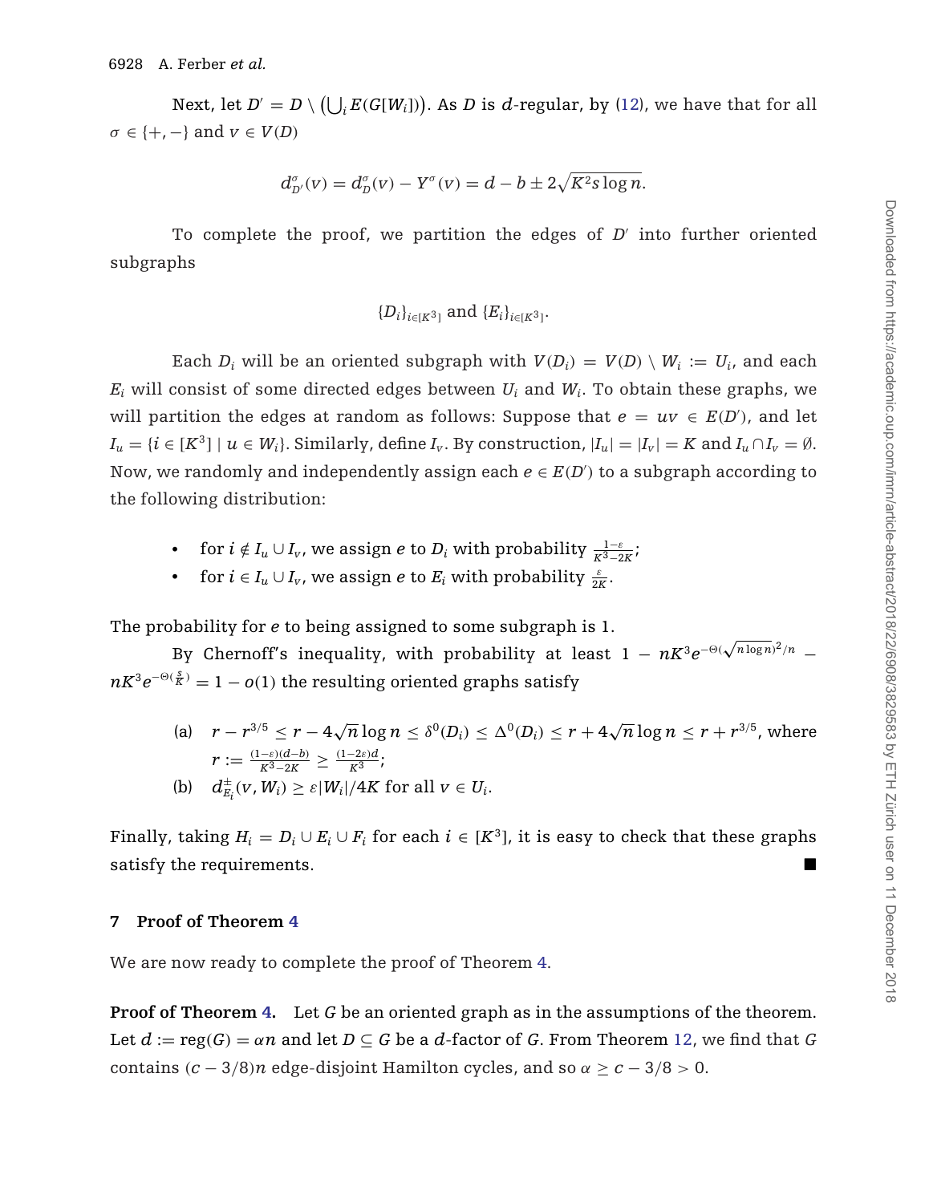Next, let $D' = D \setminus \left(\bigcup_i E(G[W_i])\right)$. As $D$ is $d$-regular, by (12), we have that for all $\sigma \in \{+, -\}$ and $v \in V(D)$

$$d^{\sigma}_{D'}(v) = d^{\sigma}_{D}(v) - Y^{\sigma}(v) = d - b \pm 2\sqrt{K^2 s \log n}.$$

To complete the proof, we partition the edges of $D'$ into further oriented subgraphs

$$\{D_i\}_{i \in [K^3]} \text{ and } \{E_i\}_{i \in [K^3]}.$$

Each $D_i$ will be an oriented subgraph with $V(D_i) = V(D) \setminus W_i := U_i$, and each $E_i$ will consist of some directed edges between $U_i$ and $W_i$. To obtain these graphs, we will partition the edges at random as follows: Suppose that $e = uv \in E(D')$, and let $I_u = \{i \in [K^3] \mid u \in W_i\}$. Similarly, define $I_v$. By construction, $|I_u| = |I_v| = K$ and $I_u \cap I_v = \emptyset$. Now, we randomly and independently assign each $e \in E(D')$ to a subgraph according to the following distribution:

- for $i \notin I_u \cup I_v$, we assign $e$ to $D_i$ with probability $\frac{1-\varepsilon}{K^3 - 2K}$;
- for $i \in I_u \cup I_v$, we assign $e$ to $E_i$ with probability $\frac{\varepsilon}{2K}$.

The probability for $e$ to being assigned to some subgraph is 1.

By Chernoff's inequality, with probability at least $1 - nK^3 e^{-\Theta(\sqrt{n \log n})^2/n} - nK^3 e^{-\Theta(\frac{s}{K})} = 1 - o(1)$ the resulting oriented graphs satisfy

(a) $r - r^{3/5} \le r - 4\sqrt{n}\log n \le \delta^0(D_i) \le \Delta^0(D_i) \le r + 4\sqrt{n}\log n \le r + r^{3/5}$, where $r := \frac{(1-\varepsilon)(d-b)}{K^3 - 2K} \ge \frac{(1-2\varepsilon)d}{K^3}$;

(b) $d^{\pm}_{E_i}(v, W_i) \ge \varepsilon |W_i|/4K$ for all $v \in U_i$.

Finally, taking $H_i = D_i \cup E_i \cup F_i$ for each $i \in [K^3]$, it is easy to check that these graphs satisfy the requirements. ■

## 7 Proof of Theorem 4

We are now ready to complete the proof of Theorem 4.

**Proof of Theorem 4.** Let $G$ be an oriented graph as in the assumptions of the theorem. Let $d := \text{reg}(G) = \alpha n$ and let $D \subseteq G$ be a $d$-factor of $G$. From Theorem 12, we find that $G$ contains $(c - 3/8)n$ edge-disjoint Hamilton cycles, and so $\alpha \ge c - 3/8 > 0$.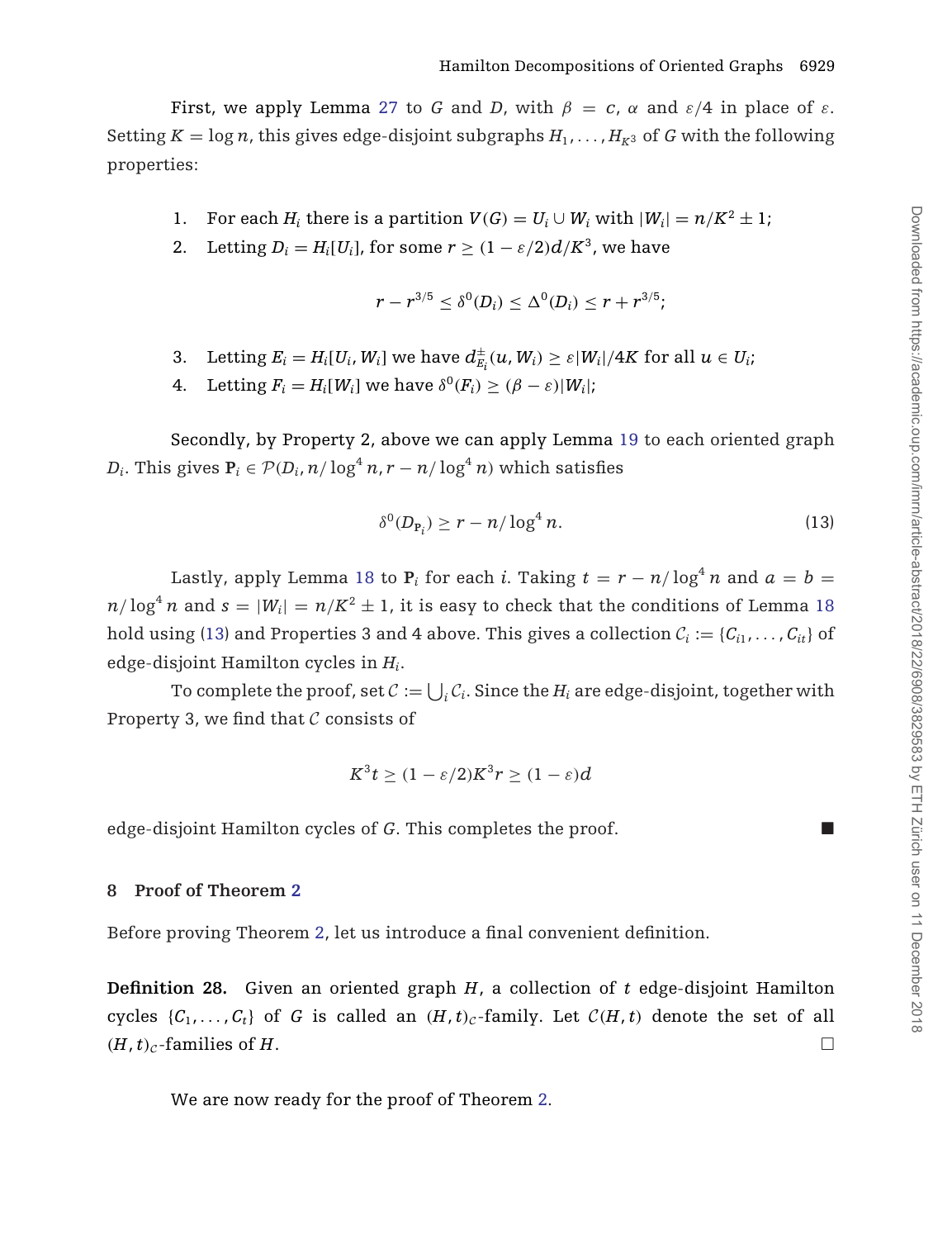First, we apply Lemma 27 to $G$ and $D$, with $\beta = c$, $\alpha$ and $\varepsilon/4$ in place of $\varepsilon$. Setting $K = \log n$, this gives edge-disjoint subgraphs $H_1, \ldots, H_{K^3}$ of $G$ with the following properties:

1. For each $H_i$ there is a partition $V(G) = U_i \cup W_i$ with $|W_i| = n/K^2 \pm 1$;
2. Letting $D_i = H_i[U_i]$, for some $r \geq (1 - \varepsilon/2)d/K^3$, we have

$$r - r^{3/5} \leq \delta^0(D_i) \leq \Delta^0(D_i) \leq r + r^{3/5};$$

3. Letting $E_i = H_i[U_i, W_i]$ we have $d^{\pm}_{E_i}(u, W_i) \geq \varepsilon|W_i|/4K$ for all $u \in U_i$;
4. Letting $F_i = H_i[W_i]$ we have $\delta^0(F_i) \geq (\beta - \varepsilon)|W_i|$;

Secondly, by Property 2, above we can apply Lemma 19 to each oriented graph $D_i$. This gives $\mathbf{P}_i \in \mathcal{P}(D_i, n/\log^4 n, r - n/\log^4 n)$ which satisfies

$$\delta^0(D_{\mathbf{P}_i}) \geq r - n/\log^4 n. \tag{13}$$

Lastly, apply Lemma 18 to $\mathbf{P}_i$ for each $i$. Taking $t = r - n/\log^4 n$ and $a = b = n/\log^4 n$ and $s = |W_i| = n/K^2 \pm 1$, it is easy to check that the conditions of Lemma 18 hold using (13) and Properties 3 and 4 above. This gives a collection $\mathcal{C}_i := \{C_{i1}, \ldots, C_{it}\}$ of edge-disjoint Hamilton cycles in $H_i$.

To complete the proof, set $\mathcal{C} := \bigcup_i \mathcal{C}_i$. Since the $H_i$ are edge-disjoint, together with Property 3, we find that $\mathcal{C}$ consists of

$$K^3 t \geq (1 - \varepsilon/2)K^3 r \geq (1 - \varepsilon)d$$

edge-disjoint Hamilton cycles of $G$. This completes the proof. ■

## 8 Proof of Theorem 2

Before proving Theorem 2, let us introduce a final convenient definition.

**Definition 28.** Given an oriented graph $H$, a collection of $t$ edge-disjoint Hamilton cycles $\{C_1, \ldots, C_t\}$ of $G$ is called an $(H, t)_{\mathcal{C}}$-family. Let $\mathcal{C}(H, t)$ denote the set of all $(H, t)_{\mathcal{C}}$-families of $H$. □

We are now ready for the proof of Theorem 2.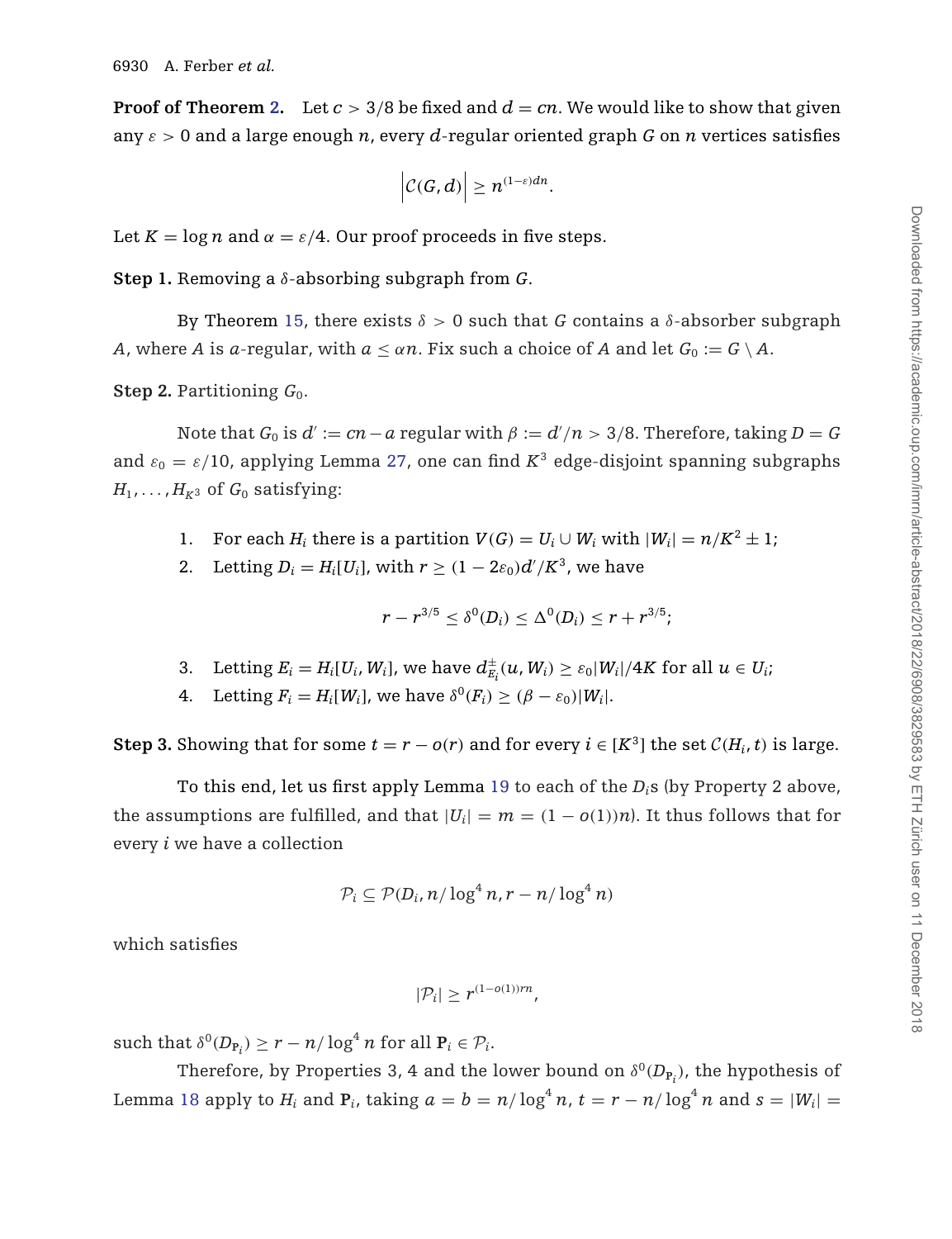**Proof of Theorem 2.** Let $c > 3/8$ be fixed and $d = cn$. We would like to show that given any $\varepsilon > 0$ and a large enough $n$, every $d$-regular oriented graph $G$ on $n$ vertices satisfies

$$\left|\mathcal{C}(G,d)\right| \geq n^{(1-\varepsilon)dn}.$$

Let $K = \log n$ and $\alpha = \varepsilon/4$. Our proof proceeds in five steps.

**Step 1.** Removing a $\delta$-absorbing subgraph from $G$.

By Theorem 15, there exists $\delta > 0$ such that $G$ contains a $\delta$-absorber subgraph $A$, where $A$ is $a$-regular, with $a \leq \alpha n$. Fix such a choice of $A$ and let $G_0 := G \setminus A$.

**Step 2.** Partitioning $G_0$.

Note that $G_0$ is $d' := cn - a$ regular with $\beta := d'/n > 3/8$. Therefore, taking $D = G$ and $\varepsilon_0 = \varepsilon/10$, applying Lemma 27, one can find $K^3$ edge-disjoint spanning subgraphs $H_1, \ldots, H_{K^3}$ of $G_0$ satisfying:

1. For each $H_i$ there is a partition $V(G) = U_i \cup W_i$ with $|W_i| = n/K^2 \pm 1$;
2. Letting $D_i = H_i[U_i]$, with $r \geq (1 - 2\varepsilon_0)d'/K^3$, we have

$$r - r^{3/5} \leq \delta^0(D_i) \leq \Delta^0(D_i) \leq r + r^{3/5};$$

3. Letting $E_i = H_i[U_i, W_i]$, we have $d^{\pm}_{E_i}(u, W_i) \geq \varepsilon_0 |W_i|/4K$ for all $u \in U_i$;
4. Letting $F_i = H_i[W_i]$, we have $\delta^0(F_i) \geq (\beta - \varepsilon_0)|W_i|$.

**Step 3.** Showing that for some $t = r - o(r)$ and for every $i \in [K^3]$ the set $\mathcal{C}(H_i, t)$ is large.

To this end, let us first apply Lemma 19 to each of the $D_i$s (by Property 2 above, the assumptions are fulfilled, and that $|U_i| = m = (1 - o(1))n$). It thus follows that for every $i$ we have a collection

$$\mathcal{P}_i \subseteq \mathcal{P}(D_i, n/\log^4 n, r - n/\log^4 n)$$

which satisfies

$$|\mathcal{P}_i| \geq r^{(1-o(1))rn},$$

such that $\delta^0(D_{\mathbf{P}_i}) \geq r - n/\log^4 n$ for all $\mathbf{P}_i \in \mathcal{P}_i$.

Therefore, by Properties 3, 4 and the lower bound on $\delta^0(D_{\mathbf{P}_i})$, the hypothesis of Lemma 18 apply to $H_i$ and $\mathbf{P}_i$, taking $a = b = n/\log^4 n$, $t = r - n/\log^4 n$ and $s = |W_i| =$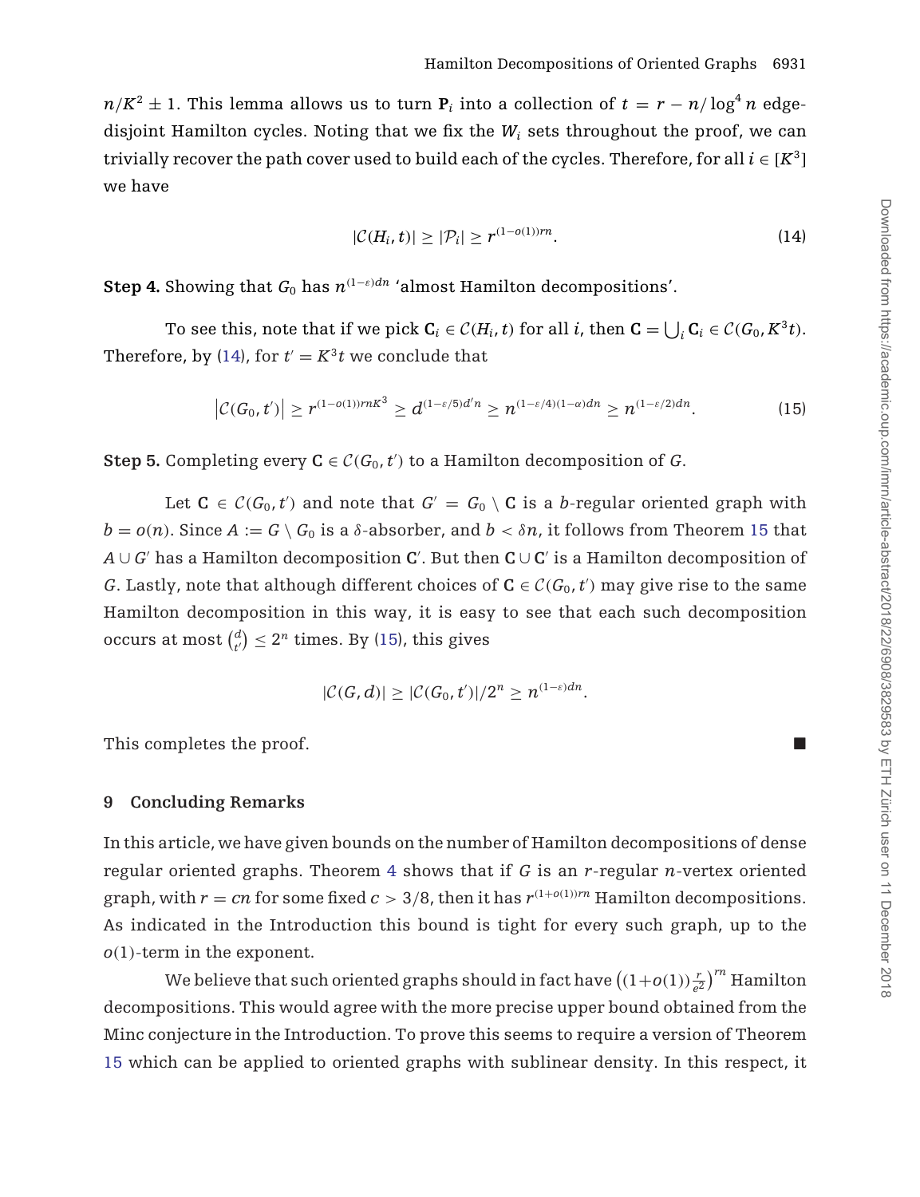$n/K^2 \pm 1$. This lemma allows us to turn $\mathbf{P}_i$ into a collection of $t = r - n/\log^4 n$ edge-disjoint Hamilton cycles. Noting that we fix the $W_i$ sets throughout the proof, we can trivially recover the path cover used to build each of the cycles. Therefore, for all $i \in [K^3]$ we have

$$|\mathcal{C}(H_i, t)| \geq |\mathcal{P}_i| \geq r^{(1-o(1))rn}. \tag{14}$$

**Step 4.** Showing that $G_0$ has $n^{(1-\varepsilon)dn}$ 'almost Hamilton decompositions'.

To see this, note that if we pick $\mathbf{C}_i \in \mathcal{C}(H_i, t)$ for all $i$, then $\mathbf{C} = \bigcup_i \mathbf{C}_i \in \mathcal{C}(G_0, K^3 t)$. Therefore, by (14), for $t' = K^3 t$ we conclude that

$$\left|\mathcal{C}(G_0, t')\right| \geq r^{(1-o(1))rnK^3} \geq d^{(1-\varepsilon/5)d'n} \geq n^{(1-\varepsilon/4)(1-\alpha)dn} \geq n^{(1-\varepsilon/2)dn}. \tag{15}$$

**Step 5.** Completing every $\mathbf{C} \in \mathcal{C}(G_0, t')$ to a Hamilton decomposition of $G$.

Let $\mathbf{C} \in \mathcal{C}(G_0, t')$ and note that $G' = G_0 \setminus \mathbf{C}$ is a $b$-regular oriented graph with $b = o(n)$. Since $A := G \setminus G_0$ is a $\delta$-absorber, and $b < \delta n$, it follows from Theorem 15 that $A \cup G'$ has a Hamilton decomposition $\mathbf{C}'$. But then $\mathbf{C} \cup \mathbf{C}'$ is a Hamilton decomposition of $G$. Lastly, note that although different choices of $\mathbf{C} \in \mathcal{C}(G_0, t')$ may give rise to the same Hamilton decomposition in this way, it is easy to see that each such decomposition occurs at most $\binom{d}{t'} \leq 2^n$ times. By (15), this gives

$$|\mathcal{C}(G, d)| \geq |\mathcal{C}(G_0, t')|/2^n \geq n^{(1-\varepsilon)dn}.$$

This completes the proof. ∎

## 9 Concluding Remarks

In this article, we have given bounds on the number of Hamilton decompositions of dense regular oriented graphs. Theorem 4 shows that if $G$ is an $r$-regular $n$-vertex oriented graph, with $r = cn$ for some fixed $c > 3/8$, then it has $r^{(1+o(1))rn}$ Hamilton decompositions. As indicated in the Introduction this bound is tight for every such graph, up to the $o(1)$-term in the exponent.

We believe that such oriented graphs should in fact have $\left((1+o(1))\frac{r}{e^2}\right)^{rn}$ Hamilton decompositions. This would agree with the more precise upper bound obtained from the Minc conjecture in the Introduction. To prove this seems to require a version of Theorem 15 which can be applied to oriented graphs with sublinear density. In this respect, it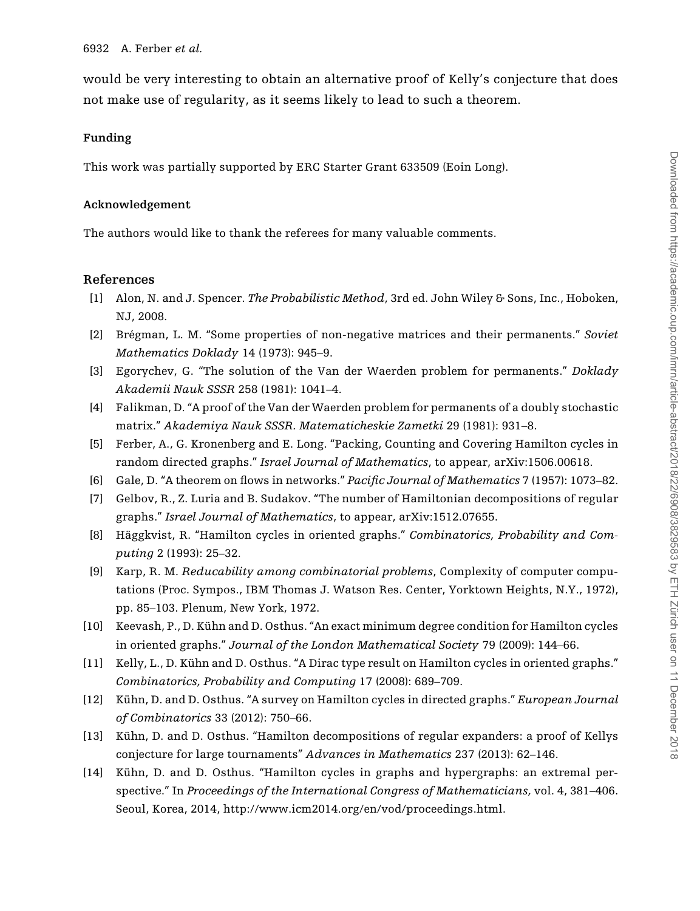would be very interesting to obtain an alternative proof of Kelly's conjecture that does not make use of regularity, as it seems likely to lead to such a theorem.

#### Funding

This work was partially supported by ERC Starter Grant 633509 (Eoin Long).

#### Acknowledgement

The authors would like to thank the referees for many valuable comments.

### References

[1] Alon, N. and J. Spencer. *The Probabilistic Method*, 3rd ed. John Wiley & Sons, Inc., Hoboken, NJ, 2008.

[2] Brégman, L. M. "Some properties of non-negative matrices and their permanents." *Soviet Mathematics Doklady* 14 (1973): 945–9.

[3] Egorychev, G. "The solution of the Van der Waerden problem for permanents." *Doklady Akademii Nauk SSSR* 258 (1981): 1041–4.

[4] Falikman, D. "A proof of the Van der Waerden problem for permanents of a doubly stochastic matrix." *Akademiya Nauk SSSR. Matematicheskie Zametki* 29 (1981): 931–8.

[5] Ferber, A., G. Kronenberg and E. Long. "Packing, Counting and Covering Hamilton cycles in random directed graphs." *Israel Journal of Mathematics*, to appear, arXiv:1506.00618.

[6] Gale, D. "A theorem on flows in networks." *Pacific Journal of Mathematics* 7 (1957): 1073–82.

[7] Gelbov, R., Z. Luria and B. Sudakov. "The number of Hamiltonian decompositions of regular graphs." *Israel Journal of Mathematics*, to appear, arXiv:1512.07655.

[8] Häggkvist, R. "Hamilton cycles in oriented graphs." *Combinatorics, Probability and Computing* 2 (1993): 25–32.

[9] Karp, R. M. *Reducability among combinatorial problems*, Complexity of computer computations (Proc. Sympos., IBM Thomas J. Watson Res. Center, Yorktown Heights, N.Y., 1972), pp. 85–103. Plenum, New York, 1972.

[10] Keevash, P., D. Kühn and D. Osthus. "An exact minimum degree condition for Hamilton cycles in oriented graphs." *Journal of the London Mathematical Society* 79 (2009): 144–66.

[11] Kelly, L., D. Kühn and D. Osthus. "A Dirac type result on Hamilton cycles in oriented graphs." *Combinatorics, Probability and Computing* 17 (2008): 689–709.

[12] Kühn, D. and D. Osthus. "A survey on Hamilton cycles in directed graphs." *European Journal of Combinatorics* 33 (2012): 750–66.

[13] Kühn, D. and D. Osthus. "Hamilton decompositions of regular expanders: a proof of Kellys conjecture for large tournaments" *Advances in Mathematics* 237 (2013): 62–146.

[14] Kühn, D. and D. Osthus. "Hamilton cycles in graphs and hypergraphs: an extremal perspective." In *Proceedings of the International Congress of Mathematicians,* vol. 4, 381–406. Seoul, Korea, 2014, http://www.icm2014.org/en/vod/proceedings.html.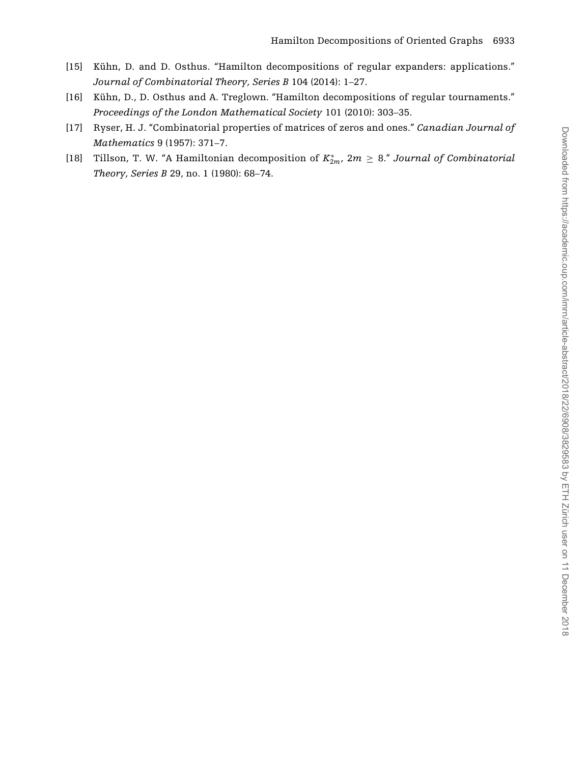[15] Kühn, D. and D. Osthus. "Hamilton decompositions of regular expanders: applications." *Journal of Combinatorial Theory, Series B* 104 (2014): 1–27.

[16] Kühn, D., D. Osthus and A. Treglown. "Hamilton decompositions of regular tournaments." *Proceedings of the London Mathematical Society* 101 (2010): 303–35.

[17] Ryser, H. J. "Combinatorial properties of matrices of zeros and ones." *Canadian Journal of Mathematics* 9 (1957): 371–7.

[18] Tillson, T. W. "A Hamiltonian decomposition of $K^*_{2m}$, $2m \geq 8$." *Journal of Combinatorial Theory, Series B* 29, no. 1 (1980): 68–74.